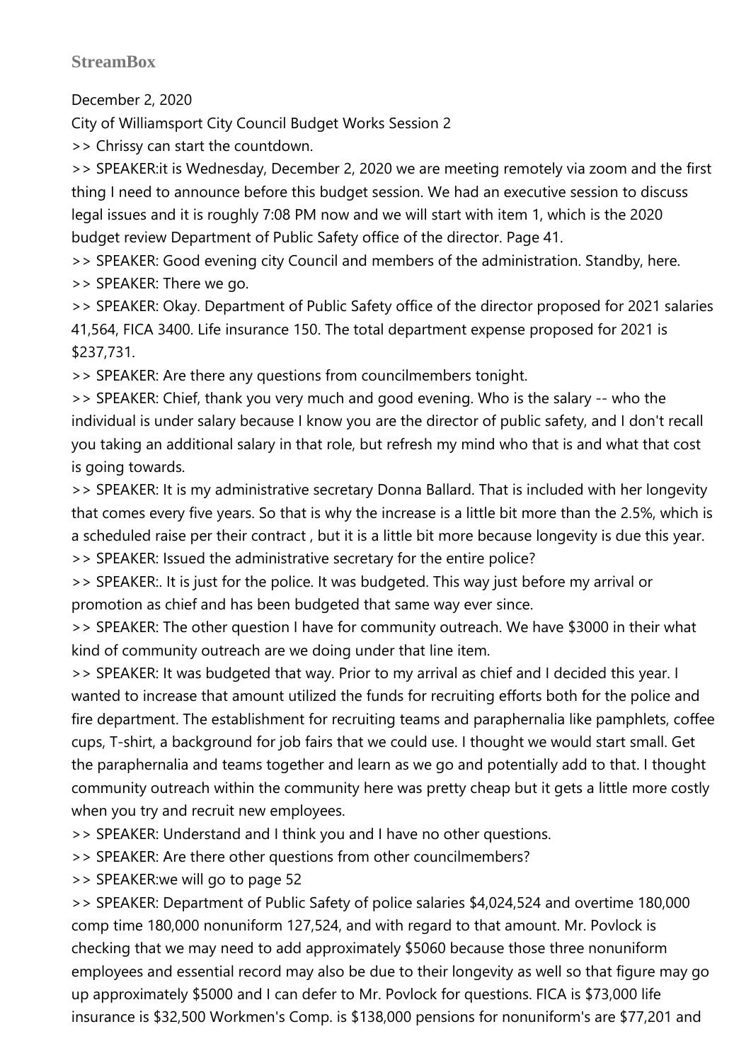**StreamBox**

December 2, 2020

City of Williamsport City Council Budget Works Session 2

>> Chrissy can start the countdown.

>> SPEAKER:it is Wednesday, December 2, 2020 we are meeting remotely via zoom and the first thing I need to announce before this budget session. We had an executive session to discuss legal issues and it is roughly 7:08 PM now and we will start with item 1, which is the 2020 budget review Department of Public Safety office of the director. Page 41.

>> SPEAKER: Good evening city Council and members of the administration. Standby, here.

>> SPEAKER: There we go.

>> SPEAKER: Okay. Department of Public Safety office of the director proposed for 2021 salaries 41,564, FICA 3400. Life insurance 150. The total department expense proposed for 2021 is $237,731.

>> SPEAKER: Are there any questions from councilmembers tonight.

>> SPEAKER: Chief, thank you very much and good evening. Who is the salary -- who the individual is under salary because I know you are the director of public safety, and I don't recall you taking an additional salary in that role, but refresh my mind who that is and what that cost is going towards.

>> SPEAKER: It is my administrative secretary Donna Ballard. That is included with her longevity that comes every five years. So that is why the increase is a little bit more than the 2.5%, which is a scheduled raise per their contract , but it is a little bit more because longevity is due this year.

>> SPEAKER: Issued the administrative secretary for the entire police?

>> SPEAKER:. It is just for the police. It was budgeted. This way just before my arrival or promotion as chief and has been budgeted that same way ever since.

>> SPEAKER: The other question I have for community outreach. We have $3000 in their what kind of community outreach are we doing under that line item.

>> SPEAKER: It was budgeted that way. Prior to my arrival as chief and I decided this year. I wanted to increase that amount utilized the funds for recruiting efforts both for the police and fire department. The establishment for recruiting teams and paraphernalia like pamphlets, coffee cups, T-shirt, a background for job fairs that we could use. I thought we would start small. Get the paraphernalia and teams together and learn as we go and potentially add to that. I thought community outreach within the community here was pretty cheap but it gets a little more costly when you try and recruit new employees.

>> SPEAKER: Understand and I think you and I have no other questions.

>> SPEAKER: Are there other questions from other councilmembers?

>> SPEAKER:we will go to page 52

>> SPEAKER: Department of Public Safety of police salaries $4,024,524 and overtime 180,000 comp time 180,000 nonuniform 127,524, and with regard to that amount. Mr. Povlock is checking that we may need to add approximately $5060 because those three nonuniform employees and essential record may also be due to their longevity as well so that figure may go up approximately $5000 and I can defer to Mr. Povlock for questions. FICA is $73,000 life insurance is $32,500 Workmen's Comp. is $138,000 pensions for nonuniform's are $77,201 and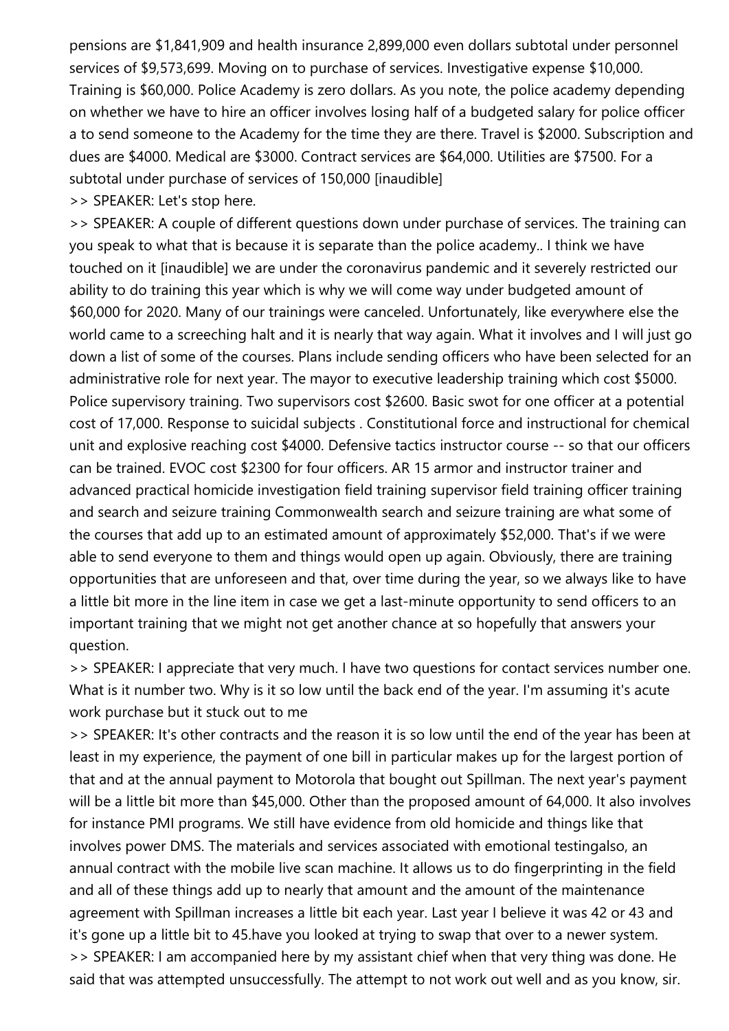pensions are $1,841,909 and health insurance 2,899,000 even dollars subtotal under personnel services of $9,573,699. Moving on to purchase of services. Investigative expense $10,000. Training is $60,000. Police Academy is zero dollars. As you note, the police academy depending on whether we have to hire an officer involves losing half of a budgeted salary for police officer a to send someone to the Academy for the time they are there. Travel is $2000. Subscription and dues are $4000. Medical are $3000. Contract services are $64,000. Utilities are $7500. For a subtotal under purchase of services of 150,000 [inaudible]

>> SPEAKER: Let's stop here.

>> SPEAKER: A couple of different questions down under purchase of services. The training can you speak to what that is because it is separate than the police academy.. I think we have touched on it [inaudible] we are under the coronavirus pandemic and it severely restricted our ability to do training this year which is why we will come way under budgeted amount of $60,000 for 2020. Many of our trainings were canceled. Unfortunately, like everywhere else the world came to a screeching halt and it is nearly that way again. What it involves and I will just go down a list of some of the courses. Plans include sending officers who have been selected for an administrative role for next year. The mayor to executive leadership training which cost $5000. Police supervisory training. Two supervisors cost $2600. Basic swot for one officer at a potential cost of 17,000. Response to suicidal subjects . Constitutional force and instructional for chemical unit and explosive reaching cost $4000. Defensive tactics instructor course -- so that our officers can be trained. EVOC cost $2300 for four officers. AR 15 armor and instructor trainer and advanced practical homicide investigation field training supervisor field training officer training and search and seizure training Commonwealth search and seizure training are what some of the courses that add up to an estimated amount of approximately $52,000. That's if we were able to send everyone to them and things would open up again. Obviously, there are training opportunities that are unforeseen and that, over time during the year, so we always like to have a little bit more in the line item in case we get a last-minute opportunity to send officers to an important training that we might not get another chance at so hopefully that answers your question.

>> SPEAKER: I appreciate that very much. I have two questions for contact services number one. What is it number two. Why is it so low until the back end of the year. I'm assuming it's acute work purchase but it stuck out to me

>> SPEAKER: It's other contracts and the reason it is so low until the end of the year has been at least in my experience, the payment of one bill in particular makes up for the largest portion of that and at the annual payment to Motorola that bought out Spillman. The next year's payment will be a little bit more than $45,000. Other than the proposed amount of 64,000. It also involves for instance PMI programs. We still have evidence from old homicide and things like that involves power DMS. The materials and services associated with emotional testingalso, an annual contract with the mobile live scan machine. It allows us to do fingerprinting in the field and all of these things add up to nearly that amount and the amount of the maintenance agreement with Spillman increases a little bit each year. Last year I believe it was 42 or 43 and it's gone up a little bit to 45.have you looked at trying to swap that over to a newer system.

>> SPEAKER: I am accompanied here by my assistant chief when that very thing was done. He said that was attempted unsuccessfully. The attempt to not work out well and as you know, sir.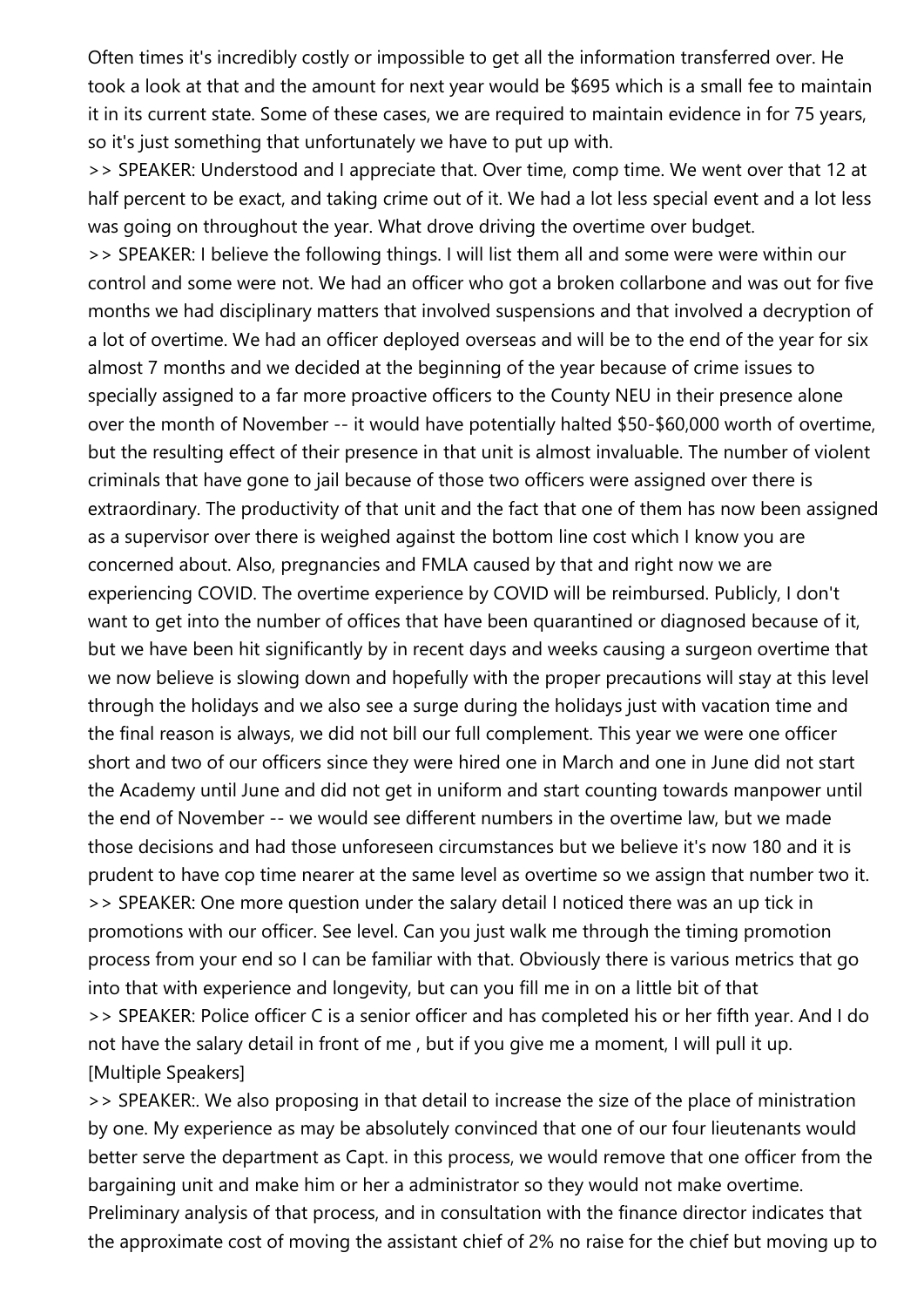Often times it's incredibly costly or impossible to get all the information transferred over. He took a look at that and the amount for next year would be $695 which is a small fee to maintain it in its current state. Some of these cases, we are required to maintain evidence in for 75 years, so it's just something that unfortunately we have to put up with.

>> SPEAKER: Understood and I appreciate that. Over time, comp time. We went over that 12 at half percent to be exact, and taking crime out of it. We had a lot less special event and a lot less was going on throughout the year. What drove driving the overtime over budget.

>> SPEAKER: I believe the following things. I will list them all and some were were within our control and some were not. We had an officer who got a broken collarbone and was out for five months we had disciplinary matters that involved suspensions and that involved a decryption of a lot of overtime. We had an officer deployed overseas and will be to the end of the year for six almost 7 months and we decided at the beginning of the year because of crime issues to specially assigned to a far more proactive officers to the County NEU in their presence alone over the month of November -- it would have potentially halted $50-$60,000 worth of overtime, but the resulting effect of their presence in that unit is almost invaluable. The number of violent criminals that have gone to jail because of those two officers were assigned over there is extraordinary. The productivity of that unit and the fact that one of them has now been assigned as a supervisor over there is weighed against the bottom line cost which I know you are concerned about. Also, pregnancies and FMLA caused by that and right now we are experiencing COVID. The overtime experience by COVID will be reimbursed. Publicly, I don't want to get into the number of offices that have been quarantined or diagnosed because of it, but we have been hit significantly by in recent days and weeks causing a surgeon overtime that we now believe is slowing down and hopefully with the proper precautions will stay at this level through the holidays and we also see a surge during the holidays just with vacation time and the final reason is always, we did not bill our full complement. This year we were one officer short and two of our officers since they were hired one in March and one in June did not start the Academy until June and did not get in uniform and start counting towards manpower until the end of November -- we would see different numbers in the overtime law, but we made those decisions and had those unforeseen circumstances but we believe it's now 180 and it is prudent to have cop time nearer at the same level as overtime so we assign that number two it.

>> SPEAKER: One more question under the salary detail I noticed there was an up tick in promotions with our officer. See level. Can you just walk me through the timing promotion process from your end so I can be familiar with that. Obviously there is various metrics that go into that with experience and longevity, but can you fill me in on a little bit of that

>> SPEAKER: Police officer C is a senior officer and has completed his or her fifth year. And I do not have the salary detail in front of me , but if you give me a moment, I will pull it up.

[Multiple Speakers]

>> SPEAKER:. We also proposing in that detail to increase the size of the place of ministration by one. My experience as may be absolutely convinced that one of our four lieutenants would better serve the department as Capt. in this process, we would remove that one officer from the bargaining unit and make him or her a administrator so they would not make overtime. Preliminary analysis of that process, and in consultation with the finance director indicates that the approximate cost of moving the assistant chief of 2% no raise for the chief but moving up to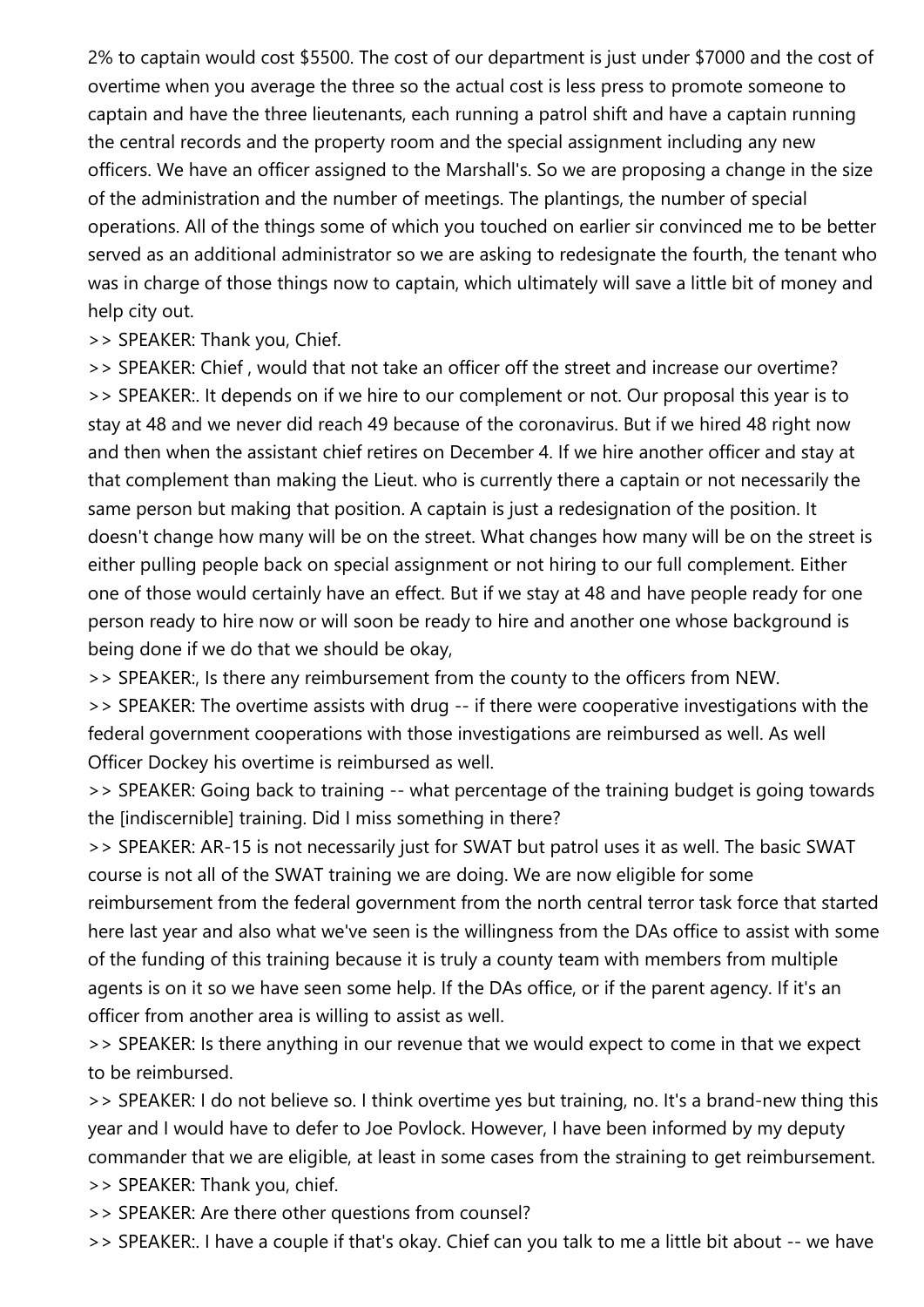2% to captain would cost $5500. The cost of our department is just under $7000 and the cost of overtime when you average the three so the actual cost is less press to promote someone to captain and have the three lieutenants, each running a patrol shift and have a captain running the central records and the property room and the special assignment including any new officers. We have an officer assigned to the Marshall's. So we are proposing a change in the size of the administration and the number of meetings. The plantings, the number of special operations. All of the things some of which you touched on earlier sir convinced me to be better served as an additional administrator so we are asking to redesignate the fourth, the tenant who was in charge of those things now to captain, which ultimately will save a little bit of money and help city out.

>> SPEAKER: Thank you, Chief.

>> SPEAKER: Chief , would that not take an officer off the street and increase our overtime?

>> SPEAKER:. It depends on if we hire to our complement or not. Our proposal this year is to stay at 48 and we never did reach 49 because of the coronavirus. But if we hired 48 right now and then when the assistant chief retires on December 4. If we hire another officer and stay at that complement than making the Lieut. who is currently there a captain or not necessarily the same person but making that position. A captain is just a redesignation of the position. It doesn't change how many will be on the street. What changes how many will be on the street is either pulling people back on special assignment or not hiring to our full complement. Either one of those would certainly have an effect. But if we stay at 48 and have people ready for one person ready to hire now or will soon be ready to hire and another one whose background is being done if we do that we should be okay,

>> SPEAKER:, Is there any reimbursement from the county to the officers from NEW.

>> SPEAKER: The overtime assists with drug -- if there were cooperative investigations with the federal government cooperations with those investigations are reimbursed as well. As well Officer Dockey his overtime is reimbursed as well.

>> SPEAKER: Going back to training -- what percentage of the training budget is going towards the [indiscernible] training. Did I miss something in there?

>> SPEAKER: AR-15 is not necessarily just for SWAT but patrol uses it as well. The basic SWAT course is not all of the SWAT training we are doing. We are now eligible for some reimbursement from the federal government from the north central terror task force that started here last year and also what we've seen is the willingness from the DAs office to assist with some of the funding of this training because it is truly a county team with members from multiple agents is on it so we have seen some help. If the DAs office, or if the parent agency. If it's an officer from another area is willing to assist as well.

>> SPEAKER: Is there anything in our revenue that we would expect to come in that we expect to be reimbursed.

>> SPEAKER: I do not believe so. I think overtime yes but training, no. It's a brand-new thing this year and I would have to defer to Joe Povlock. However, I have been informed by my deputy commander that we are eligible, at least in some cases from the straining to get reimbursement.

>> SPEAKER: Thank you, chief.

>> SPEAKER: Are there other questions from counsel?

>> SPEAKER:. I have a couple if that's okay. Chief can you talk to me a little bit about -- we have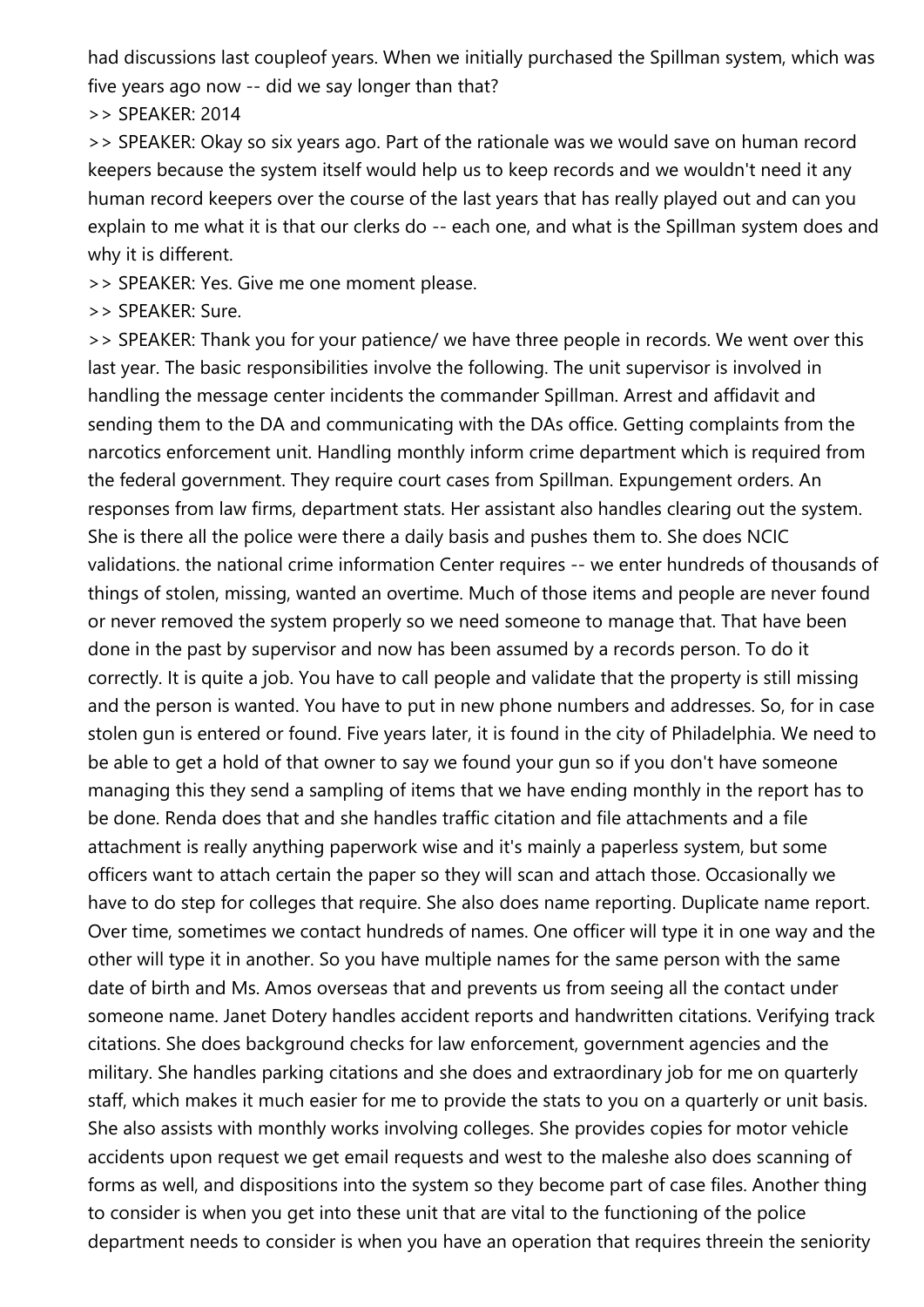had discussions last coupleof years. When we initially purchased the Spillman system, which was five years ago now -- did we say longer than that?

>> SPEAKER: 2014

>> SPEAKER: Okay so six years ago. Part of the rationale was we would save on human record keepers because the system itself would help us to keep records and we wouldn't need it any human record keepers over the course of the last years that has really played out and can you explain to me what it is that our clerks do -- each one, and what is the Spillman system does and why it is different.

>> SPEAKER: Yes. Give me one moment please.

>> SPEAKER: Sure.

>> SPEAKER: Thank you for your patience/ we have three people in records. We went over this last year. The basic responsibilities involve the following. The unit supervisor is involved in handling the message center incidents the commander Spillman. Arrest and affidavit and sending them to the DA and communicating with the DAs office. Getting complaints from the narcotics enforcement unit. Handling monthly inform crime department which is required from the federal government. They require court cases from Spillman. Expungement orders. An responses from law firms, department stats. Her assistant also handles clearing out the system. She is there all the police were there a daily basis and pushes them to. She does NCIC validations. the national crime information Center requires -- we enter hundreds of thousands of things of stolen, missing, wanted an overtime. Much of those items and people are never found or never removed the system properly so we need someone to manage that. That have been done in the past by supervisor and now has been assumed by a records person. To do it correctly. It is quite a job. You have to call people and validate that the property is still missing and the person is wanted. You have to put in new phone numbers and addresses. So, for in case stolen gun is entered or found. Five years later, it is found in the city of Philadelphia. We need to be able to get a hold of that owner to say we found your gun so if you don't have someone managing this they send a sampling of items that we have ending monthly in the report has to be done. Renda does that and she handles traffic citation and file attachments and a file attachment is really anything paperwork wise and it's mainly a paperless system, but some officers want to attach certain the paper so they will scan and attach those. Occasionally we have to do step for colleges that require. She also does name reporting. Duplicate name report. Over time, sometimes we contact hundreds of names. One officer will type it in one way and the other will type it in another. So you have multiple names for the same person with the same date of birth and Ms. Amos overseas that and prevents us from seeing all the contact under someone name. Janet Dotery handles accident reports and handwritten citations. Verifying track citations. She does background checks for law enforcement, government agencies and the military. She handles parking citations and she does and extraordinary job for me on quarterly staff, which makes it much easier for me to provide the stats to you on a quarterly or unit basis. She also assists with monthly works involving colleges. She provides copies for motor vehicle accidents upon request we get email requests and west to the maleshe also does scanning of forms as well, and dispositions into the system so they become part of case files. Another thing to consider is when you get into these unit that are vital to the functioning of the police department needs to consider is when you have an operation that requires threein the seniority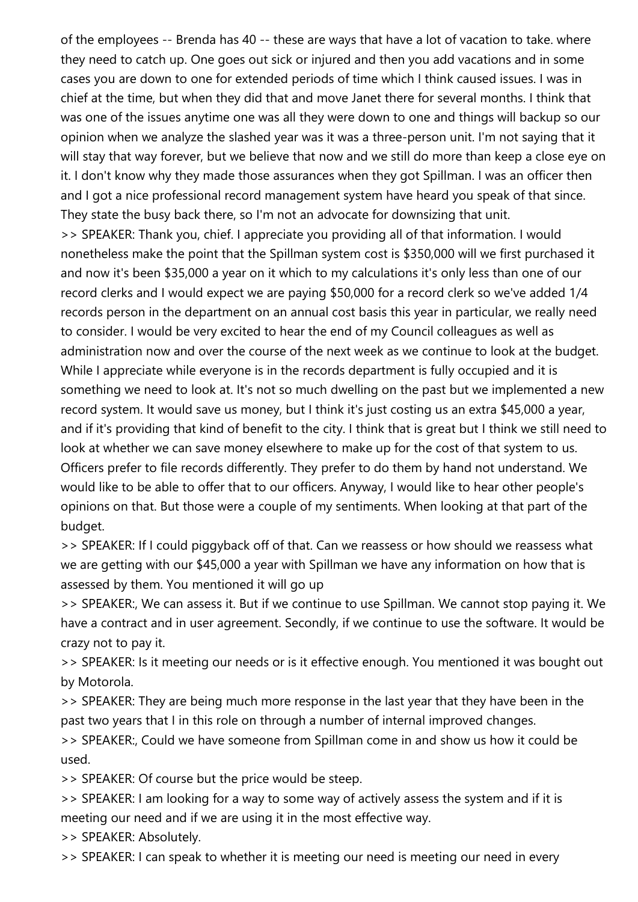of the employees -- Brenda has 40 -- these are ways that have a lot of vacation to take. where they need to catch up. One goes out sick or injured and then you add vacations and in some cases you are down to one for extended periods of time which I think caused issues. I was in chief at the time, but when they did that and move Janet there for several months. I think that was one of the issues anytime one was all they were down to one and things will backup so our opinion when we analyze the slashed year was it was a three-person unit. I'm not saying that it will stay that way forever, but we believe that now and we still do more than keep a close eye on it. I don't know why they made those assurances when they got Spillman. I was an officer then and I got a nice professional record management system have heard you speak of that since. They state the busy back there, so I'm not an advocate for downsizing that unit.

>> SPEAKER: Thank you, chief. I appreciate you providing all of that information. I would nonetheless make the point that the Spillman system cost is $350,000 will we first purchased it and now it's been $35,000 a year on it which to my calculations it's only less than one of our record clerks and I would expect we are paying $50,000 for a record clerk so we've added 1/4 records person in the department on an annual cost basis this year in particular, we really need to consider. I would be very excited to hear the end of my Council colleagues as well as administration now and over the course of the next week as we continue to look at the budget. While I appreciate while everyone is in the records department is fully occupied and it is something we need to look at. It's not so much dwelling on the past but we implemented a new record system. It would save us money, but I think it's just costing us an extra $45,000 a year, and if it's providing that kind of benefit to the city. I think that is great but I think we still need to look at whether we can save money elsewhere to make up for the cost of that system to us. Officers prefer to file records differently. They prefer to do them by hand not understand. We would like to be able to offer that to our officers. Anyway, I would like to hear other people's opinions on that. But those were a couple of my sentiments. When looking at that part of the budget.

>> SPEAKER: If I could piggyback off of that. Can we reassess or how should we reassess what we are getting with our $45,000 a year with Spillman we have any information on how that is assessed by them. You mentioned it will go up

>> SPEAKER:, We can assess it. But if we continue to use Spillman. We cannot stop paying it. We have a contract and in user agreement. Secondly, if we continue to use the software. It would be crazy not to pay it.

>> SPEAKER: Is it meeting our needs or is it effective enough. You mentioned it was bought out by Motorola.

>> SPEAKER: They are being much more response in the last year that they have been in the past two years that I in this role on through a number of internal improved changes.

>> SPEAKER:, Could we have someone from Spillman come in and show us how it could be used.

>> SPEAKER: Of course but the price would be steep.

>> SPEAKER: I am looking for a way to some way of actively assess the system and if it is meeting our need and if we are using it in the most effective way.

>> SPEAKER: Absolutely.

>> SPEAKER: I can speak to whether it is meeting our need is meeting our need in every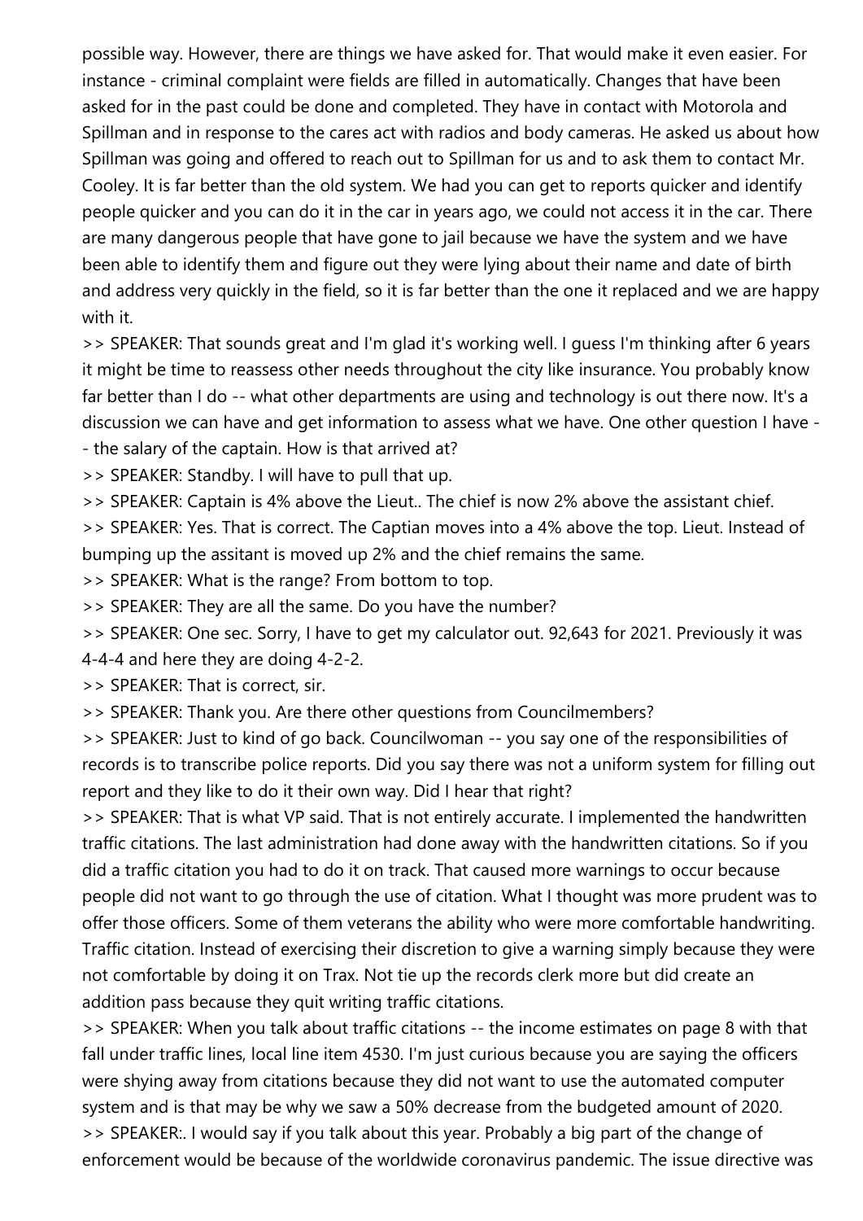possible way. However, there are things we have asked for. That would make it even easier. For instance - criminal complaint were fields are filled in automatically. Changes that have been asked for in the past could be done and completed. They have in contact with Motorola and Spillman and in response to the cares act with radios and body cameras. He asked us about how Spillman was going and offered to reach out to Spillman for us and to ask them to contact Mr. Cooley. It is far better than the old system. We had you can get to reports quicker and identify people quicker and you can do it in the car in years ago, we could not access it in the car. There are many dangerous people that have gone to jail because we have the system and we have been able to identify them and figure out they were lying about their name and date of birth and address very quickly in the field, so it is far better than the one it replaced and we are happy with it.

>> SPEAKER: That sounds great and I'm glad it's working well. I guess I'm thinking after 6 years it might be time to reassess other needs throughout the city like insurance. You probably know far better than I do -- what other departments are using and technology is out there now. It's a discussion we can have and get information to assess what we have. One other question I have -- the salary of the captain. How is that arrived at?

>> SPEAKER: Standby. I will have to pull that up.

>> SPEAKER: Captain is 4% above the Lieut.. The chief is now 2% above the assistant chief.

>> SPEAKER: Yes. That is correct. The Captian moves into a 4% above the top. Lieut. Instead of bumping up the assitant is moved up 2% and the chief remains the same.

>> SPEAKER: What is the range? From bottom to top.

>> SPEAKER: They are all the same. Do you have the number?

>> SPEAKER: One sec. Sorry, I have to get my calculator out. 92,643 for 2021. Previously it was 4-4-4 and here they are doing 4-2-2.

>> SPEAKER: That is correct, sir.

>> SPEAKER: Thank you. Are there other questions from Councilmembers?

>> SPEAKER: Just to kind of go back. Councilwoman -- you say one of the responsibilities of records is to transcribe police reports. Did you say there was not a uniform system for filling out report and they like to do it their own way. Did I hear that right?

>> SPEAKER: That is what VP said. That is not entirely accurate. I implemented the handwritten traffic citations. The last administration had done away with the handwritten citations. So if you did a traffic citation you had to do it on track. That caused more warnings to occur because people did not want to go through the use of citation. What I thought was more prudent was to offer those officers. Some of them veterans the ability who were more comfortable handwriting. Traffic citation. Instead of exercising their discretion to give a warning simply because they were not comfortable by doing it on Trax. Not tie up the records clerk more but did create an addition pass because they quit writing traffic citations.

>> SPEAKER: When you talk about traffic citations -- the income estimates on page 8 with that fall under traffic lines, local line item 4530. I'm just curious because you are saying the officers were shying away from citations because they did not want to use the automated computer system and is that may be why we saw a 50% decrease from the budgeted amount of 2020.

>> SPEAKER:. I would say if you talk about this year. Probably a big part of the change of enforcement would be because of the worldwide coronavirus pandemic. The issue directive was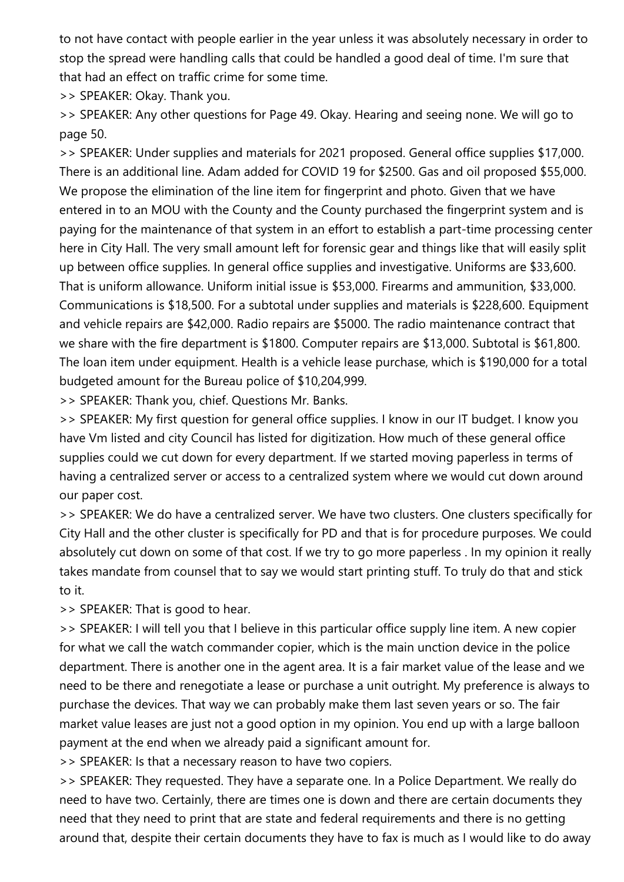to not have contact with people earlier in the year unless it was absolutely necessary in order to stop the spread were handling calls that could be handled a good deal of time. I'm sure that that had an effect on traffic crime for some time.

>> SPEAKER: Okay. Thank you.

>> SPEAKER: Any other questions for Page 49. Okay. Hearing and seeing none. We will go to page 50.

>> SPEAKER: Under supplies and materials for 2021 proposed. General office supplies $17,000. There is an additional line. Adam added for COVID 19 for $2500. Gas and oil proposed $55,000. We propose the elimination of the line item for fingerprint and photo. Given that we have entered in to an MOU with the County and the County purchased the fingerprint system and is paying for the maintenance of that system in an effort to establish a part-time processing center here in City Hall. The very small amount left for forensic gear and things like that will easily split up between office supplies. In general office supplies and investigative. Uniforms are $33,600. That is uniform allowance. Uniform initial issue is $53,000. Firearms and ammunition, $33,000. Communications is $18,500. For a subtotal under supplies and materials is $228,600. Equipment and vehicle repairs are $42,000. Radio repairs are $5000. The radio maintenance contract that we share with the fire department is $1800. Computer repairs are $13,000. Subtotal is $61,800. The loan item under equipment. Health is a vehicle lease purchase, which is $190,000 for a total budgeted amount for the Bureau police of $10,204,999.

>> SPEAKER: Thank you, chief. Questions Mr. Banks.

>> SPEAKER: My first question for general office supplies. I know in our IT budget. I know you have Vm listed and city Council has listed for digitization. How much of these general office supplies could we cut down for every department. If we started moving paperless in terms of having a centralized server or access to a centralized system where we would cut down around our paper cost.

>> SPEAKER: We do have a centralized server. We have two clusters. One clusters specifically for City Hall and the other cluster is specifically for PD and that is for procedure purposes. We could absolutely cut down on some of that cost. If we try to go more paperless . In my opinion it really takes mandate from counsel that to say we would start printing stuff. To truly do that and stick to it.

>> SPEAKER: That is good to hear.

>> SPEAKER: I will tell you that I believe in this particular office supply line item. A new copier for what we call the watch commander copier, which is the main unction device in the police department. There is another one in the agent area. It is a fair market value of the lease and we need to be there and renegotiate a lease or purchase a unit outright. My preference is always to purchase the devices. That way we can probably make them last seven years or so. The fair market value leases are just not a good option in my opinion. You end up with a large balloon payment at the end when we already paid a significant amount for.

>> SPEAKER: Is that a necessary reason to have two copiers.

>> SPEAKER: They requested. They have a separate one. In a Police Department. We really do need to have two. Certainly, there are times one is down and there are certain documents they need that they need to print that are state and federal requirements and there is no getting around that, despite their certain documents they have to fax is much as I would like to do away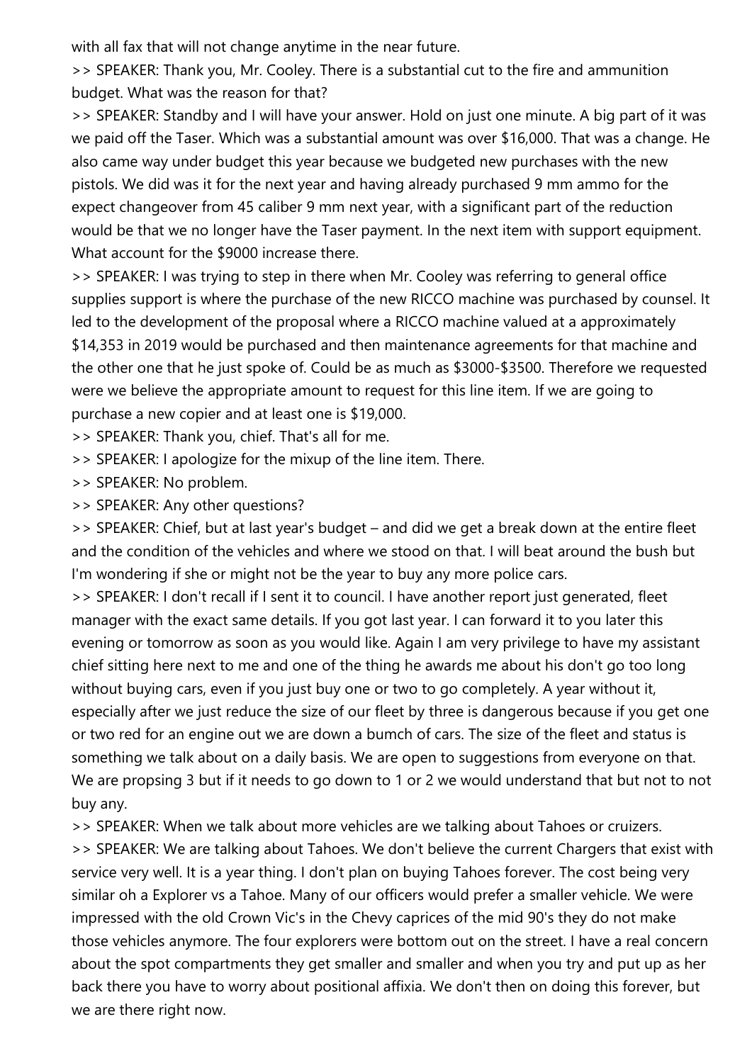with all fax that will not change anytime in the near future.

>> SPEAKER: Thank you, Mr. Cooley. There is a substantial cut to the fire and ammunition budget. What was the reason for that?

>> SPEAKER: Standby and I will have your answer. Hold on just one minute. A big part of it was we paid off the Taser. Which was a substantial amount was over $16,000. That was a change. He also came way under budget this year because we budgeted new purchases with the new pistols. We did was it for the next year and having already purchased 9 mm ammo for the expect changeover from 45 caliber 9 mm next year, with a significant part of the reduction would be that we no longer have the Taser payment. In the next item with support equipment. What account for the $9000 increase there.

>> SPEAKER: I was trying to step in there when Mr. Cooley was referring to general office supplies support is where the purchase of the new RICCO machine was purchased by counsel. It led to the development of the proposal where a RICCO machine valued at a approximately $14,353 in 2019 would be purchased and then maintenance agreements for that machine and the other one that he just spoke of. Could be as much as $3000-$3500. Therefore we requested were we believe the appropriate amount to request for this line item. If we are going to purchase a new copier and at least one is $19,000.

>> SPEAKER: Thank you, chief. That's all for me.

>> SPEAKER: I apologize for the mixup of the line item. There.

>> SPEAKER: No problem.

>> SPEAKER: Any other questions?

>> SPEAKER: Chief, but at last year's budget – and did we get a break down at the entire fleet and the condition of the vehicles and where we stood on that. I will beat around the bush but I'm wondering if she or might not be the year to buy any more police cars.

>> SPEAKER: I don't recall if I sent it to council. I have another report just generated, fleet manager with the exact same details. If you got last year. I can forward it to you later this evening or tomorrow as soon as you would like. Again I am very privilege to have my assistant chief sitting here next to me and one of the thing he awards me about his don't go too long without buying cars, even if you just buy one or two to go completely. A year without it, especially after we just reduce the size of our fleet by three is dangerous because if you get one or two red for an engine out we are down a bumch of cars. The size of the fleet and status is something we talk about on a daily basis. We are open to suggestions from everyone on that. We are propsing 3 but if it needs to go down to 1 or 2 we would understand that but not to not buy any.

>> SPEAKER: When we talk about more vehicles are we talking about Tahoes or cruizers.

>> SPEAKER: We are talking about Tahoes. We don't believe the current Chargers that exist with service very well. It is a year thing. I don't plan on buying Tahoes forever. The cost being very similar oh a Explorer vs a Tahoe. Many of our officers would prefer a smaller vehicle. We were impressed with the old Crown Vic's in the Chevy caprices of the mid 90's they do not make those vehicles anymore. The four explorers were bottom out on the street. I have a real concern about the spot compartments they get smaller and smaller and when you try and put up as her back there you have to worry about positional affixia. We don't then on doing this forever, but we are there right now.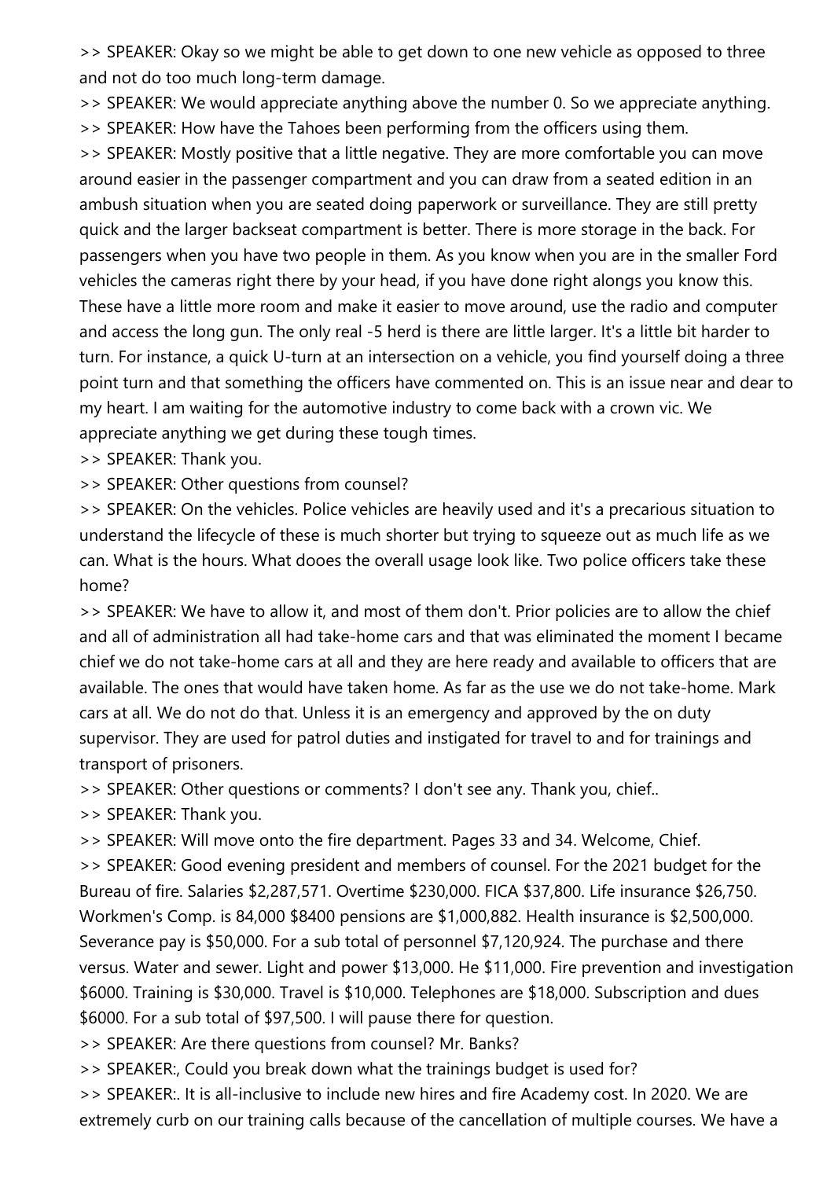>> SPEAKER: Okay so we might be able to get down to one new vehicle as opposed to three and not do too much long-term damage.

>> SPEAKER: We would appreciate anything above the number 0. So we appreciate anything.

>> SPEAKER: How have the Tahoes been performing from the officers using them.

>> SPEAKER: Mostly positive that a little negative. They are more comfortable you can move around easier in the passenger compartment and you can draw from a seated edition in an ambush situation when you are seated doing paperwork or surveillance. They are still pretty quick and the larger backseat compartment is better. There is more storage in the back. For passengers when you have two people in them. As you know when you are in the smaller Ford vehicles the cameras right there by your head, if you have done right alongs you know this. These have a little more room and make it easier to move around, use the radio and computer and access the long gun. The only real -5 herd is there are little larger. It's a little bit harder to turn. For instance, a quick U-turn at an intersection on a vehicle, you find yourself doing a three point turn and that something the officers have commented on. This is an issue near and dear to my heart. I am waiting for the automotive industry to come back with a crown vic. We appreciate anything we get during these tough times.

>> SPEAKER: Thank you.

>> SPEAKER: Other questions from counsel?

>> SPEAKER: On the vehicles. Police vehicles are heavily used and it's a precarious situation to understand the lifecycle of these is much shorter but trying to squeeze out as much life as we can. What is the hours. What dooes the overall usage look like. Two police officers take these home?

>> SPEAKER: We have to allow it, and most of them don't. Prior policies are to allow the chief and all of administration all had take-home cars and that was eliminated the moment I became chief we do not take-home cars at all and they are here ready and available to officers that are available. The ones that would have taken home. As far as the use we do not take-home. Mark cars at all. We do not do that. Unless it is an emergency and approved by the on duty supervisor. They are used for patrol duties and instigated for travel to and for trainings and transport of prisoners.

>> SPEAKER: Other questions or comments? I don't see any. Thank you, chief..

>> SPEAKER: Thank you.

>> SPEAKER: Will move onto the fire department. Pages 33 and 34. Welcome, Chief.

>> SPEAKER: Good evening president and members of counsel. For the 2021 budget for the Bureau of fire. Salaries $2,287,571. Overtime $230,000. FICA $37,800. Life insurance $26,750. Workmen's Comp. is 84,000 $8400 pensions are $1,000,882. Health insurance is $2,500,000. Severance pay is $50,000. For a sub total of personnel $7,120,924. The purchase and there versus. Water and sewer. Light and power $13,000. He $11,000. Fire prevention and investigation $6000. Training is $30,000. Travel is $10,000. Telephones are $18,000. Subscription and dues $6000. For a sub total of $97,500. I will pause there for question.

>> SPEAKER: Are there questions from counsel? Mr. Banks?

>> SPEAKER:, Could you break down what the trainings budget is used for?

>> SPEAKER:. It is all-inclusive to include new hires and fire Academy cost. In 2020. We are extremely curb on our training calls because of the cancellation of multiple courses. We have a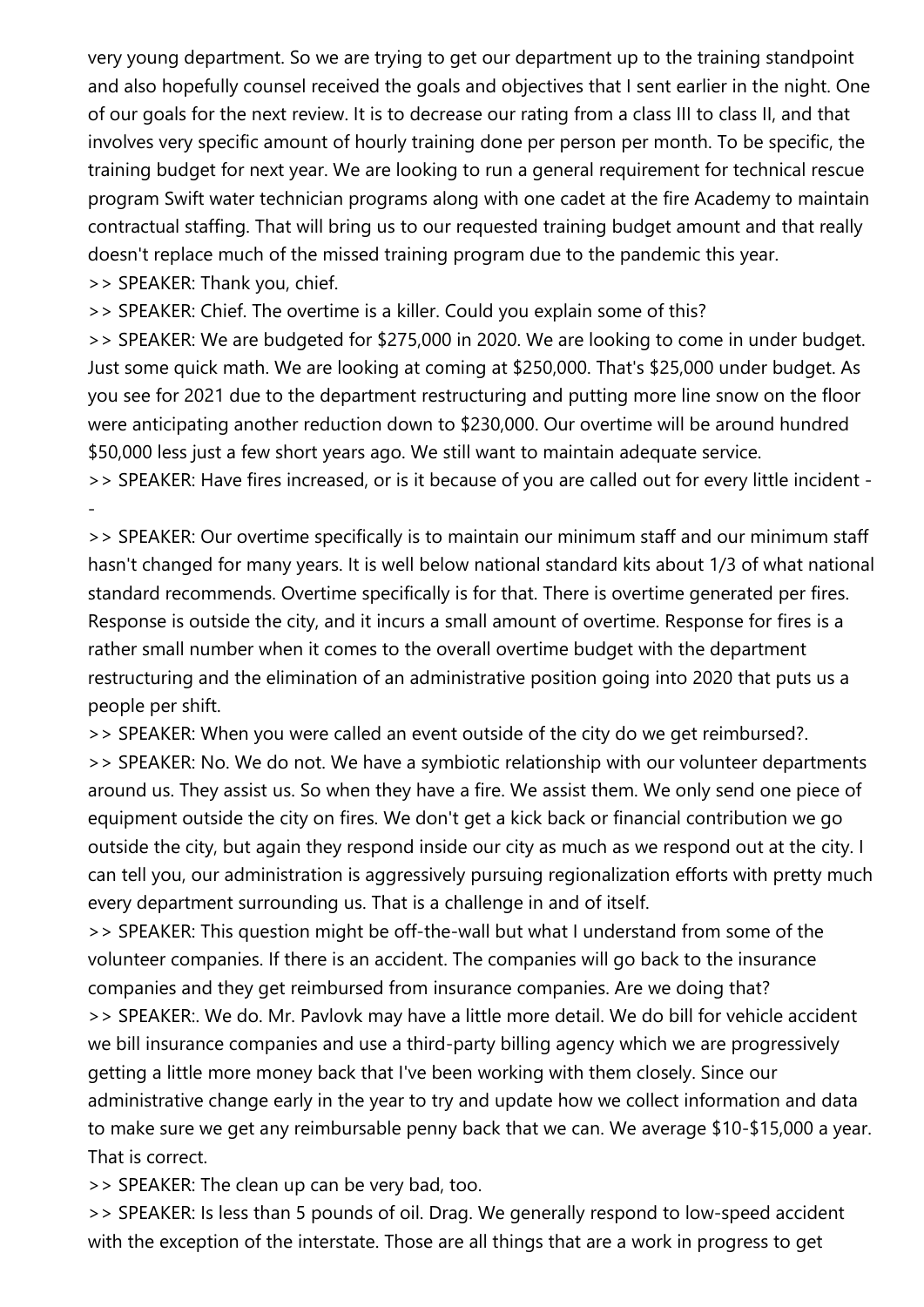very young department. So we are trying to get our department up to the training standpoint and also hopefully counsel received the goals and objectives that I sent earlier in the night. One of our goals for the next review. It is to decrease our rating from a class III to class II, and that involves very specific amount of hourly training done per person per month. To be specific, the training budget for next year. We are looking to run a general requirement for technical rescue program Swift water technician programs along with one cadet at the fire Academy to maintain contractual staffing. That will bring us to our requested training budget amount and that really doesn't replace much of the missed training program due to the pandemic this year.

>> SPEAKER: Thank you, chief.

>> SPEAKER: Chief. The overtime is a killer. Could you explain some of this?

>> SPEAKER: We are budgeted for $275,000 in 2020. We are looking to come in under budget. Just some quick math. We are looking at coming at $250,000. That's $25,000 under budget. As you see for 2021 due to the department restructuring and putting more line snow on the floor were anticipating another reduction down to $230,000. Our overtime will be around hundred $50,000 less just a few short years ago. We still want to maintain adequate service.

>> SPEAKER: Have fires increased, or is it because of you are called out for every little incident --

>> SPEAKER: Our overtime specifically is to maintain our minimum staff and our minimum staff hasn't changed for many years. It is well below national standard kits about 1/3 of what national standard recommends. Overtime specifically is for that. There is overtime generated per fires. Response is outside the city, and it incurs a small amount of overtime. Response for fires is a rather small number when it comes to the overall overtime budget with the department restructuring and the elimination of an administrative position going into 2020 that puts us a people per shift.

>> SPEAKER: When you were called an event outside of the city do we get reimbursed?.

>> SPEAKER: No. We do not. We have a symbiotic relationship with our volunteer departments around us. They assist us. So when they have a fire. We assist them. We only send one piece of equipment outside the city on fires. We don't get a kick back or financial contribution we go outside the city, but again they respond inside our city as much as we respond out at the city. I can tell you, our administration is aggressively pursuing regionalization efforts with pretty much every department surrounding us. That is a challenge in and of itself.

>> SPEAKER: This question might be off-the-wall but what I understand from some of the volunteer companies. If there is an accident. The companies will go back to the insurance companies and they get reimbursed from insurance companies. Are we doing that?

>> SPEAKER:. We do. Mr. Pavlovk may have a little more detail. We do bill for vehicle accident we bill insurance companies and use a third-party billing agency which we are progressively getting a little more money back that I've been working with them closely. Since our administrative change early in the year to try and update how we collect information and data to make sure we get any reimbursable penny back that we can. We average $10-$15,000 a year. That is correct.

>> SPEAKER: The clean up can be very bad, too.

>> SPEAKER: Is less than 5 pounds of oil. Drag. We generally respond to low-speed accident with the exception of the interstate. Those are all things that are a work in progress to get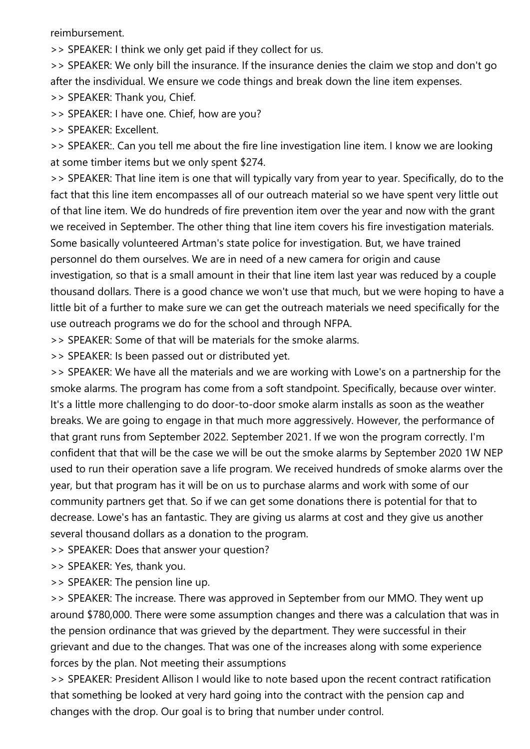reimbursement.

>> SPEAKER: I think we only get paid if they collect for us.

>> SPEAKER: We only bill the insurance. If the insurance denies the claim we stop and don't go after the insdividual. We ensure we code things and break down the line item expenses.

>> SPEAKER: Thank you, Chief.

>> SPEAKER: I have one. Chief, how are you?

>> SPEAKER: Excellent.

>> SPEAKER:. Can you tell me about the fire line investigation line item. I know we are looking at some timber items but we only spent $274.

>> SPEAKER: That line item is one that will typically vary from year to year. Specifically, do to the fact that this line item encompasses all of our outreach material so we have spent very little out of that line item. We do hundreds of fire prevention item over the year and now with the grant we received in September. The other thing that line item covers his fire investigation materials. Some basically volunteered Artman's state police for investigation. But, we have trained personnel do them ourselves. We are in need of a new camera for origin and cause investigation, so that is a small amount in their that line item last year was reduced by a couple thousand dollars. There is a good chance we won't use that much, but we were hoping to have a little bit of a further to make sure we can get the outreach materials we need specifically for the use outreach programs we do for the school and through NFPA.

>> SPEAKER: Some of that will be materials for the smoke alarms.

>> SPEAKER: Is been passed out or distributed yet.

>> SPEAKER: We have all the materials and we are working with Lowe's on a partnership for the smoke alarms. The program has come from a soft standpoint. Specifically, because over winter. It's a little more challenging to do door-to-door smoke alarm installs as soon as the weather breaks. We are going to engage in that much more aggressively. However, the performance of that grant runs from September 2022. September 2021. If we won the program correctly. I'm confident that that will be the case we will be out the smoke alarms by September 2020 1W NEP used to run their operation save a life program. We received hundreds of smoke alarms over the year, but that program has it will be on us to purchase alarms and work with some of our community partners get that. So if we can get some donations there is potential for that to decrease. Lowe's has an fantastic. They are giving us alarms at cost and they give us another several thousand dollars as a donation to the program.

>> SPEAKER: Does that answer your question?

>> SPEAKER: Yes, thank you.

>> SPEAKER: The pension line up.

>> SPEAKER: The increase. There was approved in September from our MMO. They went up around $780,000. There were some assumption changes and there was a calculation that was in the pension ordinance that was grieved by the department. They were successful in their grievant and due to the changes. That was one of the increases along with some experience forces by the plan. Not meeting their assumptions

>> SPEAKER: President Allison I would like to note based upon the recent contract ratification that something be looked at very hard going into the contract with the pension cap and changes with the drop. Our goal is to bring that number under control.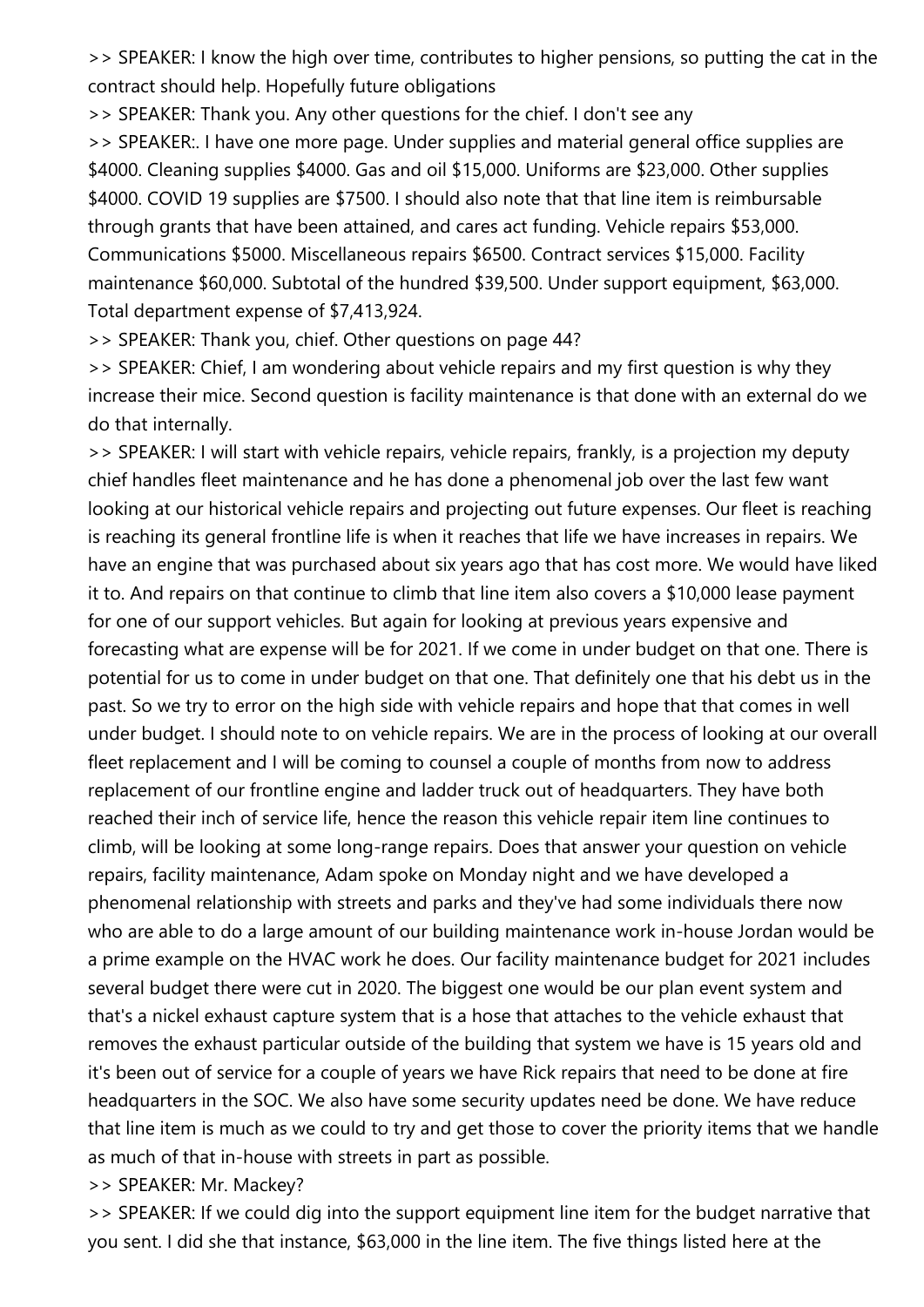>> SPEAKER: I know the high over time, contributes to higher pensions, so putting the cat in the contract should help. Hopefully future obligations

>> SPEAKER: Thank you. Any other questions for the chief. I don't see any

>> SPEAKER:. I have one more page. Under supplies and material general office supplies are $4000. Cleaning supplies $4000. Gas and oil $15,000. Uniforms are $23,000. Other supplies $4000. COVID 19 supplies are $7500. I should also note that that line item is reimbursable through grants that have been attained, and cares act funding. Vehicle repairs $53,000. Communications $5000. Miscellaneous repairs $6500. Contract services $15,000. Facility maintenance $60,000. Subtotal of the hundred $39,500. Under support equipment, $63,000. Total department expense of $7,413,924.

>> SPEAKER: Thank you, chief. Other questions on page 44?

>> SPEAKER: Chief, I am wondering about vehicle repairs and my first question is why they increase their mice. Second question is facility maintenance is that done with an external do we do that internally.

>> SPEAKER: I will start with vehicle repairs, vehicle repairs, frankly, is a projection my deputy chief handles fleet maintenance and he has done a phenomenal job over the last few want looking at our historical vehicle repairs and projecting out future expenses. Our fleet is reaching is reaching its general frontline life is when it reaches that life we have increases in repairs. We have an engine that was purchased about six years ago that has cost more. We would have liked it to. And repairs on that continue to climb that line item also covers a $10,000 lease payment for one of our support vehicles. But again for looking at previous years expensive and forecasting what are expense will be for 2021. If we come in under budget on that one. There is potential for us to come in under budget on that one. That definitely one that his debt us in the past. So we try to error on the high side with vehicle repairs and hope that that comes in well under budget. I should note to on vehicle repairs. We are in the process of looking at our overall fleet replacement and I will be coming to counsel a couple of months from now to address replacement of our frontline engine and ladder truck out of headquarters. They have both reached their inch of service life, hence the reason this vehicle repair item line continues to climb, will be looking at some long-range repairs. Does that answer your question on vehicle repairs, facility maintenance, Adam spoke on Monday night and we have developed a phenomenal relationship with streets and parks and they've had some individuals there now who are able to do a large amount of our building maintenance work in-house Jordan would be a prime example on the HVAC work he does. Our facility maintenance budget for 2021 includes several budget there were cut in 2020. The biggest one would be our plan event system and that's a nickel exhaust capture system that is a hose that attaches to the vehicle exhaust that removes the exhaust particular outside of the building that system we have is 15 years old and it's been out of service for a couple of years we have Rick repairs that need to be done at fire headquarters in the SOC. We also have some security updates need be done. We have reduce that line item is much as we could to try and get those to cover the priority items that we handle as much of that in-house with streets in part as possible.

>> SPEAKER: Mr. Mackey?

>> SPEAKER: If we could dig into the support equipment line item for the budget narrative that you sent. I did she that instance, $63,000 in the line item. The five things listed here at the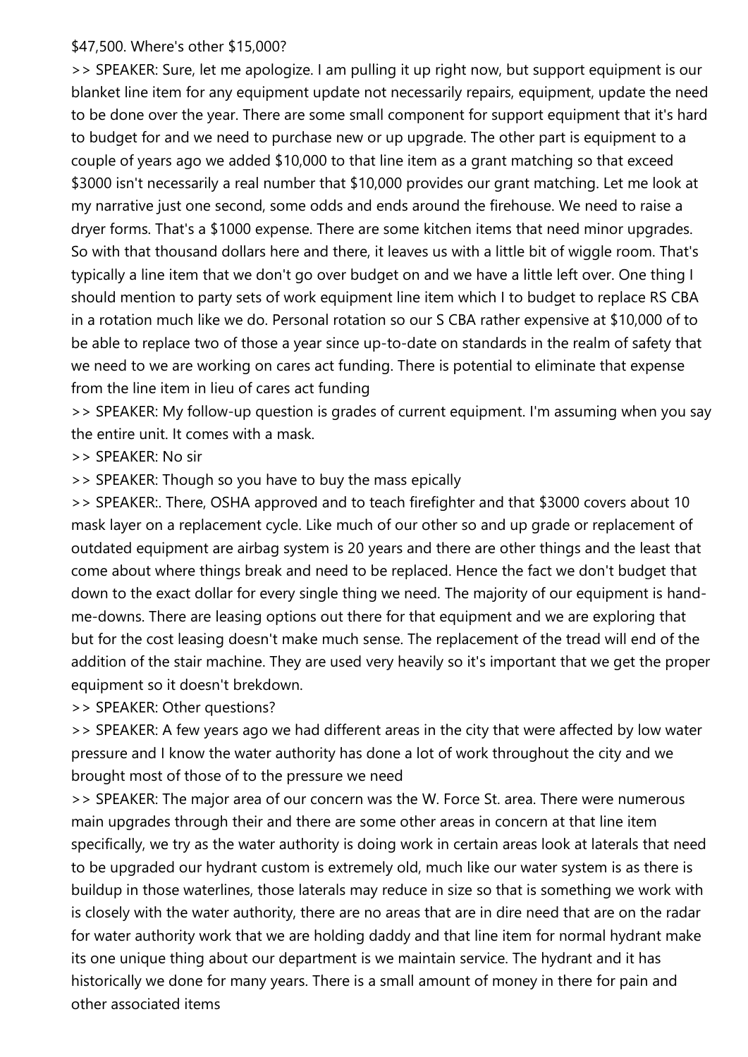$47,500. Where's other $15,000?

>> SPEAKER: Sure, let me apologize. I am pulling it up right now, but support equipment is our blanket line item for any equipment update not necessarily repairs, equipment, update the need to be done over the year. There are some small component for support equipment that it's hard to budget for and we need to purchase new or up upgrade. The other part is equipment to a couple of years ago we added $10,000 to that line item as a grant matching so that exceed $3000 isn't necessarily a real number that $10,000 provides our grant matching. Let me look at my narrative just one second, some odds and ends around the firehouse. We need to raise a dryer forms. That's a $1000 expense. There are some kitchen items that need minor upgrades. So with that thousand dollars here and there, it leaves us with a little bit of wiggle room. That's typically a line item that we don't go over budget on and we have a little left over. One thing I should mention to party sets of work equipment line item which I to budget to replace RS CBA in a rotation much like we do. Personal rotation so our S CBA rather expensive at $10,000 of to be able to replace two of those a year since up-to-date on standards in the realm of safety that we need to we are working on cares act funding. There is potential to eliminate that expense from the line item in lieu of cares act funding

>> SPEAKER: My follow-up question is grades of current equipment. I'm assuming when you say the entire unit. It comes with a mask.

>> SPEAKER: No sir

>> SPEAKER: Though so you have to buy the mass epically

>> SPEAKER:. There, OSHA approved and to teach firefighter and that $3000 covers about 10 mask layer on a replacement cycle. Like much of our other so and up grade or replacement of outdated equipment are airbag system is 20 years and there are other things and the least that come about where things break and need to be replaced. Hence the fact we don't budget that down to the exact dollar for every single thing we need. The majority of our equipment is hand-me-downs. There are leasing options out there for that equipment and we are exploring that but for the cost leasing doesn't make much sense. The replacement of the tread will end of the addition of the stair machine. They are used very heavily so it's important that we get the proper equipment so it doesn't brekdown.

>> SPEAKER: Other questions?

>> SPEAKER: A few years ago we had different areas in the city that were affected by low water pressure and I know the water authority has done a lot of work throughout the city and we brought most of those of to the pressure we need

>> SPEAKER: The major area of our concern was the W. Force St. area. There were numerous main upgrades through their and there are some other areas in concern at that line item specifically, we try as the water authority is doing work in certain areas look at laterals that need to be upgraded our hydrant custom is extremely old, much like our water system is as there is buildup in those waterlines, those laterals may reduce in size so that is something we work with is closely with the water authority, there are no areas that are in dire need that are on the radar for water authority work that we are holding daddy and that line item for normal hydrant make its one unique thing about our department is we maintain service. The hydrant and it has historically we done for many years. There is a small amount of money in there for pain and other associated items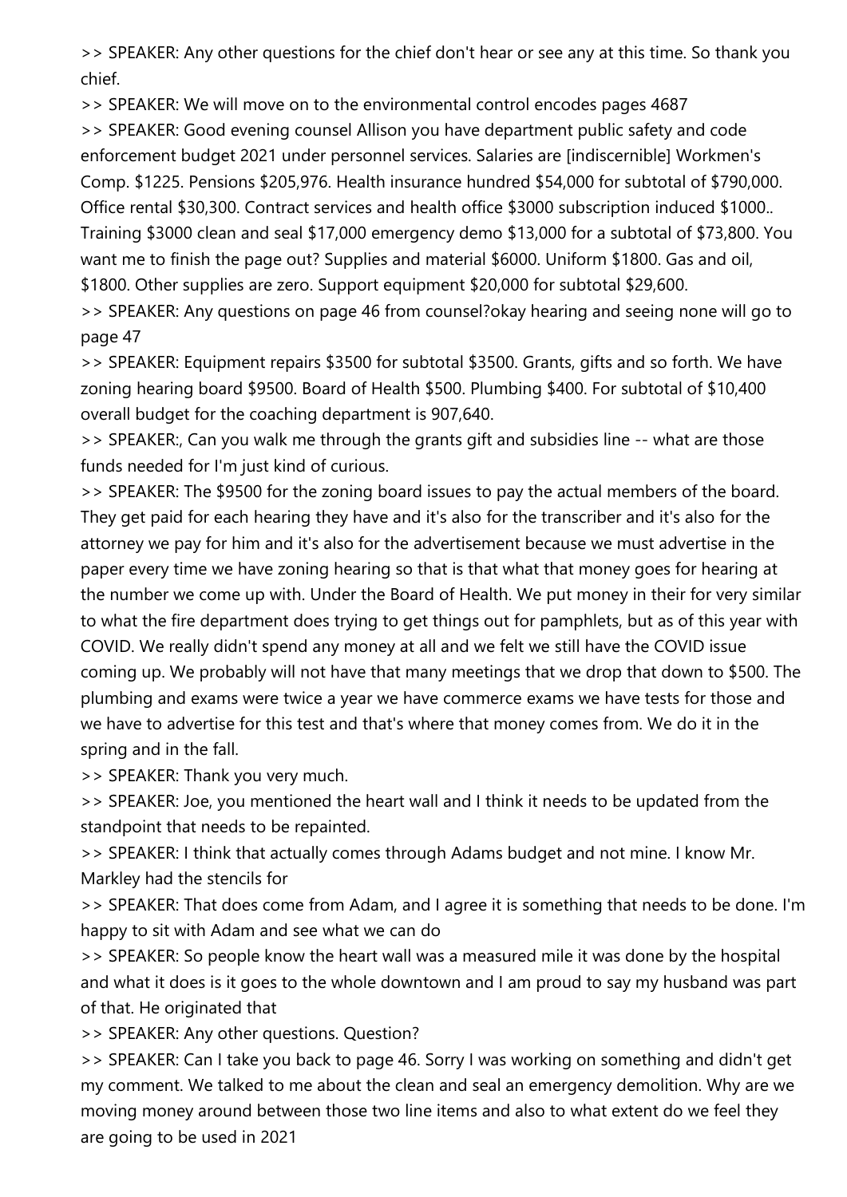>> SPEAKER: Any other questions for the chief don't hear or see any at this time. So thank you chief.

>> SPEAKER: We will move on to the environmental control encodes pages 4687

>> SPEAKER: Good evening counsel Allison you have department public safety and code enforcement budget 2021 under personnel services. Salaries are [indiscernible] Workmen's Comp. $1225. Pensions $205,976. Health insurance hundred $54,000 for subtotal of $790,000. Office rental $30,300. Contract services and health office $3000 subscription induced $1000.. Training $3000 clean and seal $17,000 emergency demo $13,000 for a subtotal of $73,800. You want me to finish the page out? Supplies and material $6000. Uniform $1800. Gas and oil, $1800. Other supplies are zero. Support equipment $20,000 for subtotal $29,600.

>> SPEAKER: Any questions on page 46 from counsel?okay hearing and seeing none will go to page 47

>> SPEAKER: Equipment repairs $3500 for subtotal $3500. Grants, gifts and so forth. We have zoning hearing board $9500. Board of Health $500. Plumbing $400. For subtotal of $10,400 overall budget for the coaching department is 907,640.

>> SPEAKER:, Can you walk me through the grants gift and subsidies line -- what are those funds needed for I'm just kind of curious.

>> SPEAKER: The $9500 for the zoning board issues to pay the actual members of the board. They get paid for each hearing they have and it's also for the transcriber and it's also for the attorney we pay for him and it's also for the advertisement because we must advertise in the paper every time we have zoning hearing so that is that what that money goes for hearing at the number we come up with. Under the Board of Health. We put money in their for very similar to what the fire department does trying to get things out for pamphlets, but as of this year with COVID. We really didn't spend any money at all and we felt we still have the COVID issue coming up. We probably will not have that many meetings that we drop that down to $500. The plumbing and exams were twice a year we have commerce exams we have tests for those and we have to advertise for this test and that's where that money comes from. We do it in the spring and in the fall.

>> SPEAKER: Thank you very much.

>> SPEAKER: Joe, you mentioned the heart wall and I think it needs to be updated from the standpoint that needs to be repainted.

>> SPEAKER: I think that actually comes through Adams budget and not mine. I know Mr. Markley had the stencils for

>> SPEAKER: That does come from Adam, and I agree it is something that needs to be done. I'm happy to sit with Adam and see what we can do

>> SPEAKER: So people know the heart wall was a measured mile it was done by the hospital and what it does is it goes to the whole downtown and I am proud to say my husband was part of that. He originated that

>> SPEAKER: Any other questions. Question?

>> SPEAKER: Can I take you back to page 46. Sorry I was working on something and didn't get my comment. We talked to me about the clean and seal an emergency demolition. Why are we moving money around between those two line items and also to what extent do we feel they are going to be used in 2021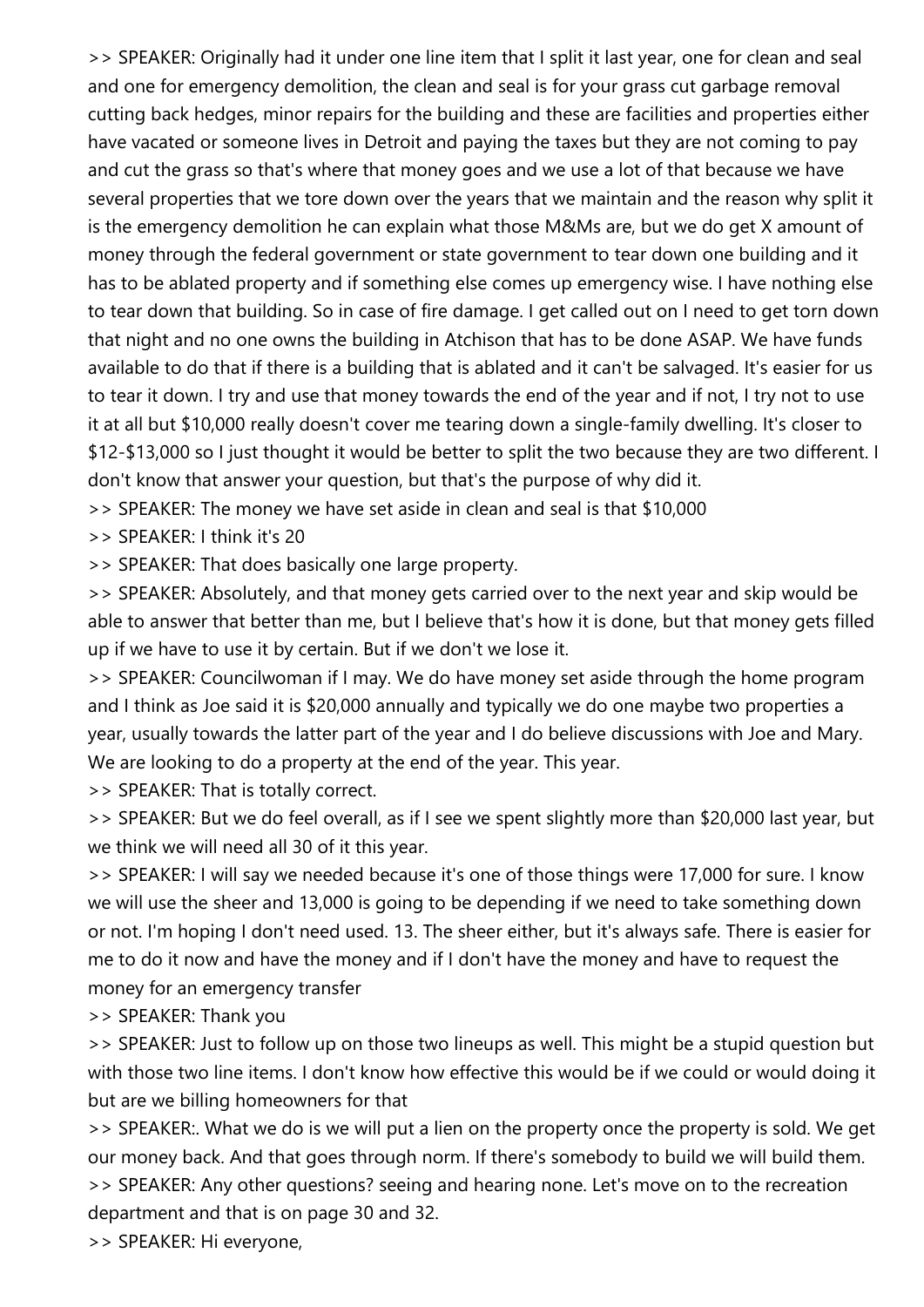>> SPEAKER: Originally had it under one line item that I split it last year, one for clean and seal and one for emergency demolition, the clean and seal is for your grass cut garbage removal cutting back hedges, minor repairs for the building and these are facilities and properties either have vacated or someone lives in Detroit and paying the taxes but they are not coming to pay and cut the grass so that's where that money goes and we use a lot of that because we have several properties that we tore down over the years that we maintain and the reason why split it is the emergency demolition he can explain what those M&Ms are, but we do get X amount of money through the federal government or state government to tear down one building and it has to be ablated property and if something else comes up emergency wise. I have nothing else to tear down that building. So in case of fire damage. I get called out on I need to get torn down that night and no one owns the building in Atchison that has to be done ASAP. We have funds available to do that if there is a building that is ablated and it can't be salvaged. It's easier for us to tear it down. I try and use that money towards the end of the year and if not, I try not to use it at all but $10,000 really doesn't cover me tearing down a single-family dwelling. It's closer to $12-$13,000 so I just thought it would be better to split the two because they are two different. I don't know that answer your question, but that's the purpose of why did it.

>> SPEAKER: The money we have set aside in clean and seal is that $10,000

>> SPEAKER: I think it's 20

>> SPEAKER: That does basically one large property.

>> SPEAKER: Absolutely, and that money gets carried over to the next year and skip would be able to answer that better than me, but I believe that's how it is done, but that money gets filled up if we have to use it by certain. But if we don't we lose it.

>> SPEAKER: Councilwoman if I may. We do have money set aside through the home program and I think as Joe said it is $20,000 annually and typically we do one maybe two properties a year, usually towards the latter part of the year and I do believe discussions with Joe and Mary. We are looking to do a property at the end of the year. This year.

>> SPEAKER: That is totally correct.

>> SPEAKER: But we do feel overall, as if I see we spent slightly more than $20,000 last year, but we think we will need all 30 of it this year.

>> SPEAKER: I will say we needed because it's one of those things were 17,000 for sure. I know we will use the sheer and 13,000 is going to be depending if we need to take something down or not. I'm hoping I don't need used. 13. The sheer either, but it's always safe. There is easier for me to do it now and have the money and if I don't have the money and have to request the money for an emergency transfer

>> SPEAKER: Thank you

>> SPEAKER: Just to follow up on those two lineups as well. This might be a stupid question but with those two line items. I don't know how effective this would be if we could or would doing it but are we billing homeowners for that

>> SPEAKER:. What we do is we will put a lien on the property once the property is sold. We get our money back. And that goes through norm. If there's somebody to build we will build them.

>> SPEAKER: Any other questions? seeing and hearing none. Let's move on to the recreation department and that is on page 30 and 32.

>> SPEAKER: Hi everyone,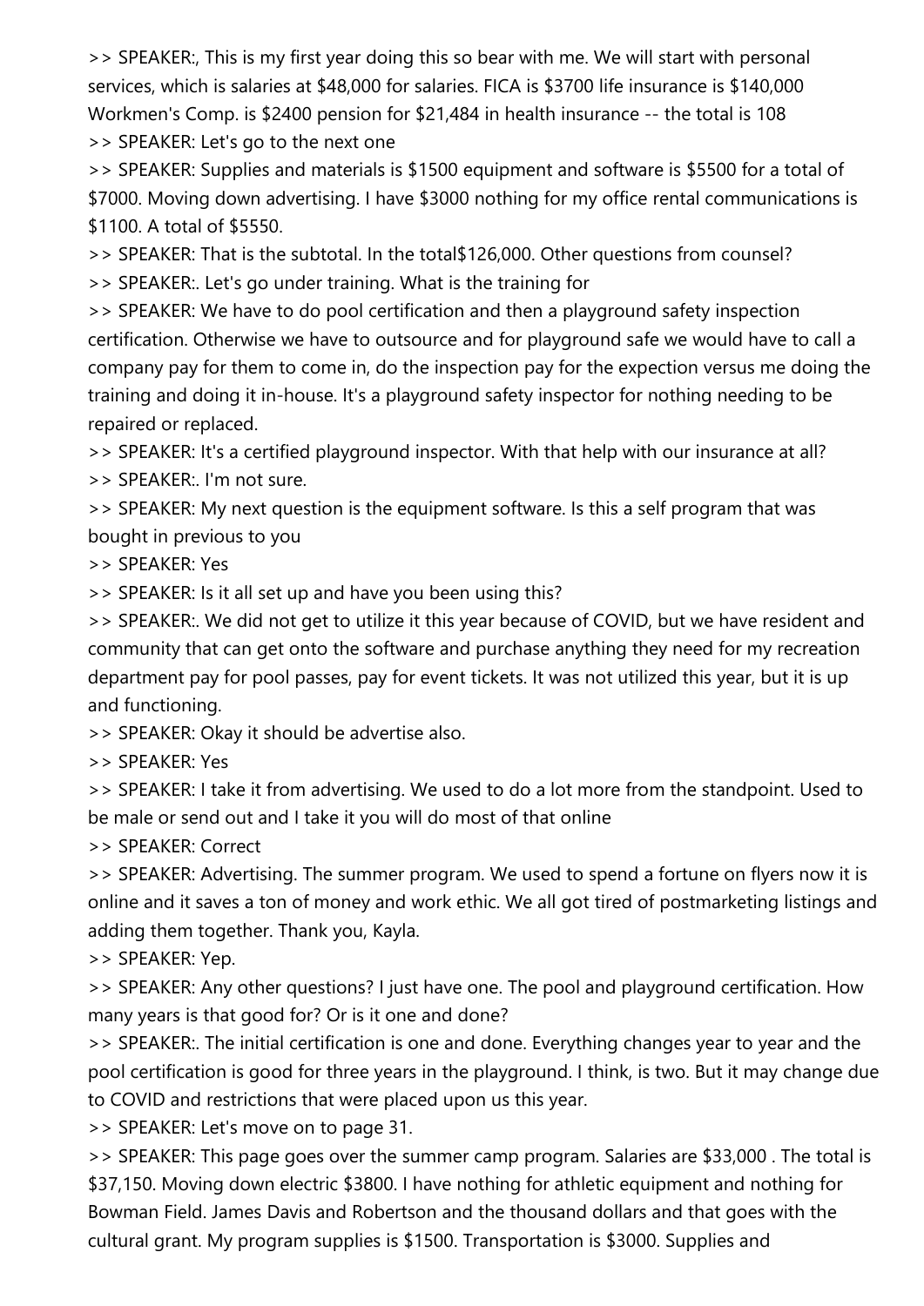>> SPEAKER:, This is my first year doing this so bear with me. We will start with personal services, which is salaries at $48,000 for salaries. FICA is $3700 life insurance is $140,000 Workmen's Comp. is $2400 pension for $21,484 in health insurance -- the total is 108

>> SPEAKER: Let's go to the next one

>> SPEAKER: Supplies and materials is $1500 equipment and software is $5500 for a total of $7000. Moving down advertising. I have $3000 nothing for my office rental communications is $1100. A total of $5550.

>> SPEAKER: That is the subtotal. In the total$126,000. Other questions from counsel?

>> SPEAKER:. Let's go under training. What is the training for

>> SPEAKER: We have to do pool certification and then a playground safety inspection certification. Otherwise we have to outsource and for playground safe we would have to call a company pay for them to come in, do the inspection pay for the expection versus me doing the training and doing it in-house. It's a playground safety inspector for nothing needing to be repaired or replaced.

>> SPEAKER: It's a certified playground inspector. With that help with our insurance at all?

>> SPEAKER:. I'm not sure.

>> SPEAKER: My next question is the equipment software. Is this a self program that was bought in previous to you

>> SPEAKER: Yes

>> SPEAKER: Is it all set up and have you been using this?

>> SPEAKER:. We did not get to utilize it this year because of COVID, but we have resident and community that can get onto the software and purchase anything they need for my recreation department pay for pool passes, pay for event tickets. It was not utilized this year, but it is up and functioning.

>> SPEAKER: Okay it should be advertise also.

>> SPEAKER: Yes

>> SPEAKER: I take it from advertising. We used to do a lot more from the standpoint. Used to be male or send out and I take it you will do most of that online

>> SPEAKER: Correct

>> SPEAKER: Advertising. The summer program. We used to spend a fortune on flyers now it is online and it saves a ton of money and work ethic. We all got tired of postmarketing listings and adding them together. Thank you, Kayla.

>> SPEAKER: Yep.

>> SPEAKER: Any other questions? I just have one. The pool and playground certification. How many years is that good for? Or is it one and done?

>> SPEAKER:. The initial certification is one and done. Everything changes year to year and the pool certification is good for three years in the playground. I think, is two. But it may change due to COVID and restrictions that were placed upon us this year.

>> SPEAKER: Let's move on to page 31.

>> SPEAKER: This page goes over the summer camp program. Salaries are $33,000 . The total is $37,150. Moving down electric $3800. I have nothing for athletic equipment and nothing for Bowman Field. James Davis and Robertson and the thousand dollars and that goes with the cultural grant. My program supplies is $1500. Transportation is $3000. Supplies and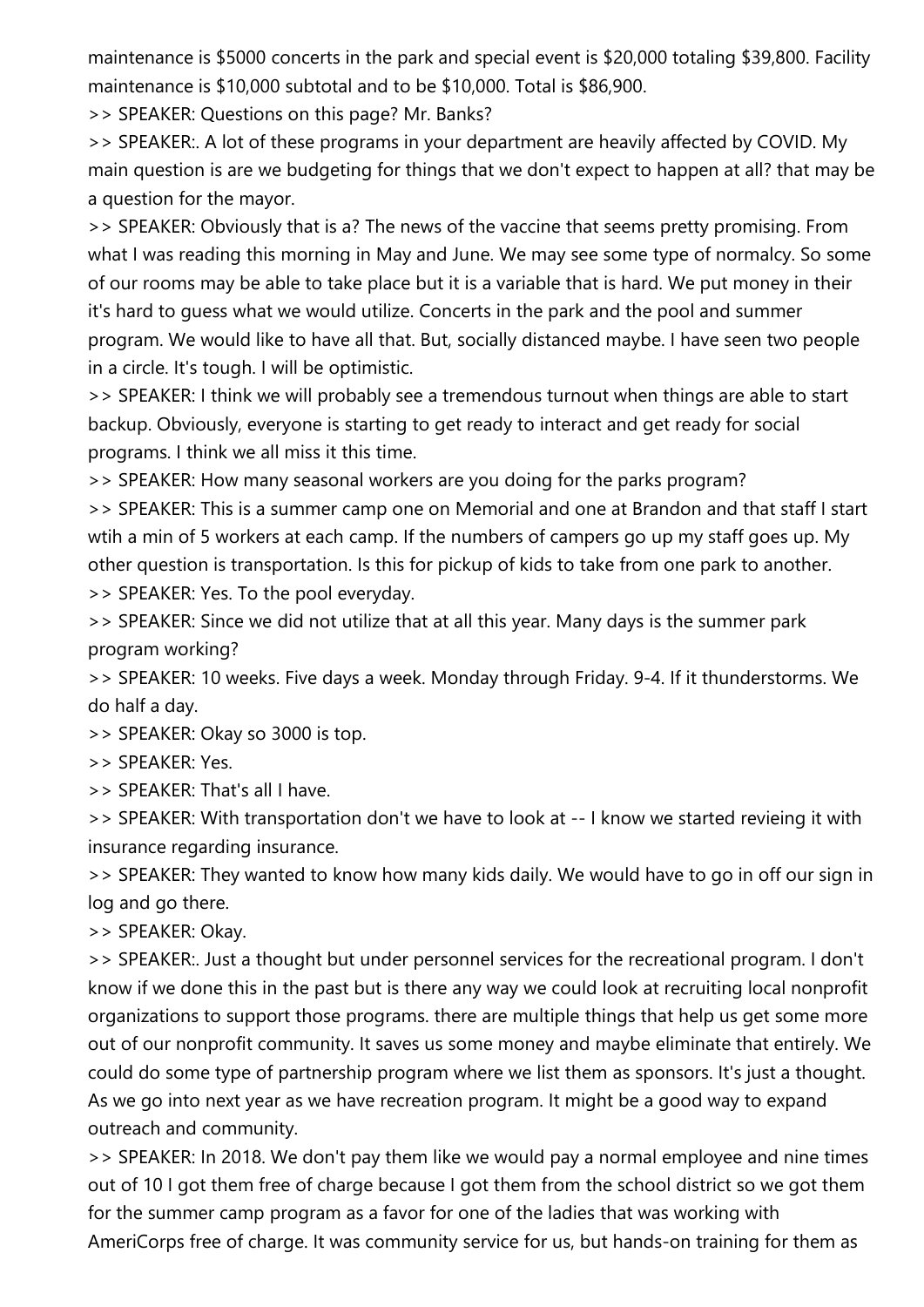maintenance is $5000 concerts in the park and special event is $20,000 totaling $39,800. Facility maintenance is $10,000 subtotal and to be $10,000. Total is $86,900.

>> SPEAKER: Questions on this page? Mr. Banks?

>> SPEAKER:. A lot of these programs in your department are heavily affected by COVID. My main question is are we budgeting for things that we don't expect to happen at all? that may be a question for the mayor.

>> SPEAKER: Obviously that is a? The news of the vaccine that seems pretty promising. From what I was reading this morning in May and June. We may see some type of normalcy. So some of our rooms may be able to take place but it is a variable that is hard. We put money in their it's hard to guess what we would utilize. Concerts in the park and the pool and summer program. We would like to have all that. But, socially distanced maybe. I have seen two people in a circle. It's tough. I will be optimistic.

>> SPEAKER: I think we will probably see a tremendous turnout when things are able to start backup. Obviously, everyone is starting to get ready to interact and get ready for social programs. I think we all miss it this time.

>> SPEAKER: How many seasonal workers are you doing for the parks program?

>> SPEAKER: This is a summer camp one on Memorial and one at Brandon and that staff I start wtih a min of 5 workers at each camp. If the numbers of campers go up my staff goes up. My other question is transportation. Is this for pickup of kids to take from one park to another.

>> SPEAKER: Yes. To the pool everyday.

>> SPEAKER: Since we did not utilize that at all this year. Many days is the summer park program working?

>> SPEAKER: 10 weeks. Five days a week. Monday through Friday. 9-4. If it thunderstorms. We do half a day.

>> SPEAKER: Okay so 3000 is top.

>> SPEAKER: Yes.

>> SPEAKER: That's all I have.

>> SPEAKER: With transportation don't we have to look at -- I know we started revieing it with insurance regarding insurance.

>> SPEAKER: They wanted to know how many kids daily. We would have to go in off our sign in log and go there.

>> SPEAKER: Okay.

>> SPEAKER:. Just a thought but under personnel services for the recreational program. I don't know if we done this in the past but is there any way we could look at recruiting local nonprofit organizations to support those programs. there are multiple things that help us get some more out of our nonprofit community. It saves us some money and maybe eliminate that entirely. We could do some type of partnership program where we list them as sponsors. It's just a thought. As we go into next year as we have recreation program. It might be a good way to expand outreach and community.

>> SPEAKER: In 2018. We don't pay them like we would pay a normal employee and nine times out of 10 I got them free of charge because I got them from the school district so we got them for the summer camp program as a favor for one of the ladies that was working with AmeriCorps free of charge. It was community service for us, but hands-on training for them as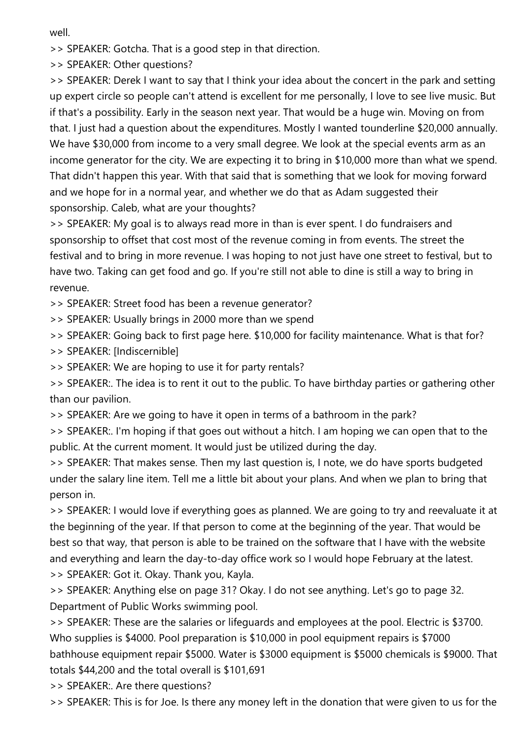well.

>> SPEAKER: Gotcha. That is a good step in that direction.

>> SPEAKER: Other questions?

>> SPEAKER: Derek I want to say that I think your idea about the concert in the park and setting up expert circle so people can't attend is excellent for me personally, I love to see live music. But if that's a possibility. Early in the season next year. That would be a huge win. Moving on from that. I just had a question about the expenditures. Mostly I wanted tounderline $20,000 annually. We have $30,000 from income to a very small degree. We look at the special events arm as an income generator for the city. We are expecting it to bring in $10,000 more than what we spend. That didn't happen this year. With that said that is something that we look for moving forward and we hope for in a normal year, and whether we do that as Adam suggested their sponsorship. Caleb, what are your thoughts?

>> SPEAKER: My goal is to always read more in than is ever spent. I do fundraisers and sponsorship to offset that cost most of the revenue coming in from events. The street the festival and to bring in more revenue. I was hoping to not just have one street to festival, but to have two. Taking can get food and go. If you're still not able to dine is still a way to bring in revenue.

>> SPEAKER: Street food has been a revenue generator?

>> SPEAKER: Usually brings in 2000 more than we spend

>> SPEAKER: Going back to first page here. $10,000 for facility maintenance. What is that for?

>> SPEAKER: [Indiscernible]

>> SPEAKER: We are hoping to use it for party rentals?

>> SPEAKER:. The idea is to rent it out to the public. To have birthday parties or gathering other than our pavilion.

>> SPEAKER: Are we going to have it open in terms of a bathroom in the park?

>> SPEAKER:. I'm hoping if that goes out without a hitch. I am hoping we can open that to the public. At the current moment. It would just be utilized during the day.

>> SPEAKER: That makes sense. Then my last question is, I note, we do have sports budgeted under the salary line item. Tell me a little bit about your plans. And when we plan to bring that person in.

>> SPEAKER: I would love if everything goes as planned. We are going to try and reevaluate it at the beginning of the year. If that person to come at the beginning of the year. That would be best so that way, that person is able to be trained on the software that I have with the website and everything and learn the day-to-day office work so I would hope February at the latest.

>> SPEAKER: Got it. Okay. Thank you, Kayla.

>> SPEAKER: Anything else on page 31? Okay. I do not see anything. Let's go to page 32. Department of Public Works swimming pool.

>> SPEAKER: These are the salaries or lifeguards and employees at the pool. Electric is $3700. Who supplies is $4000. Pool preparation is $10,000 in pool equipment repairs is $7000 bathhouse equipment repair $5000. Water is $3000 equipment is $5000 chemicals is $9000. That totals $44,200 and the total overall is $101,691

>> SPEAKER:. Are there questions?

>> SPEAKER: This is for Joe. Is there any money left in the donation that were given to us for the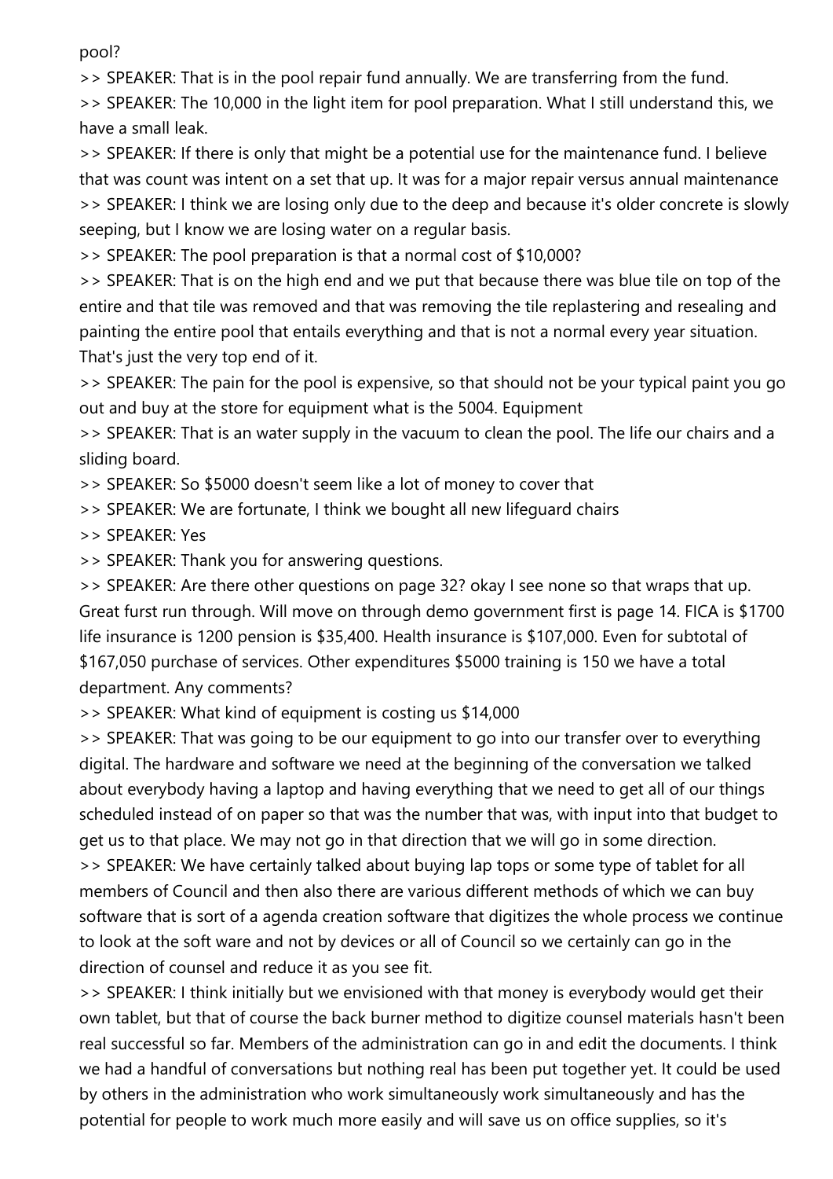pool?

>> SPEAKER: That is in the pool repair fund annually. We are transferring from the fund.

>> SPEAKER: The 10,000 in the light item for pool preparation. What I still understand this, we have a small leak.

>> SPEAKER: If there is only that might be a potential use for the maintenance fund. I believe that was count was intent on a set that up. It was for a major repair versus annual maintenance

>> SPEAKER: I think we are losing only due to the deep and because it's older concrete is slowly seeping, but I know we are losing water on a regular basis.

>> SPEAKER: The pool preparation is that a normal cost of $10,000?

>> SPEAKER: That is on the high end and we put that because there was blue tile on top of the entire and that tile was removed and that was removing the tile replastering and resealing and painting the entire pool that entails everything and that is not a normal every year situation. That's just the very top end of it.

>> SPEAKER: The pain for the pool is expensive, so that should not be your typical paint you go out and buy at the store for equipment what is the 5004. Equipment

>> SPEAKER: That is an water supply in the vacuum to clean the pool. The life our chairs and a sliding board.

>> SPEAKER: So $5000 doesn't seem like a lot of money to cover that

>> SPEAKER: We are fortunate, I think we bought all new lifeguard chairs

>> SPEAKER: Yes

>> SPEAKER: Thank you for answering questions.

>> SPEAKER: Are there other questions on page 32? okay I see none so that wraps that up. Great furst run through. Will move on through demo government first is page 14. FICA is $1700 life insurance is 1200 pension is $35,400. Health insurance is $107,000. Even for subtotal of $167,050 purchase of services. Other expenditures $5000 training is 150 we have a total department. Any comments?

>> SPEAKER: What kind of equipment is costing us $14,000

>> SPEAKER: That was going to be our equipment to go into our transfer over to everything digital. The hardware and software we need at the beginning of the conversation we talked about everybody having a laptop and having everything that we need to get all of our things scheduled instead of on paper so that was the number that was, with input into that budget to get us to that place. We may not go in that direction that we will go in some direction.

>> SPEAKER: We have certainly talked about buying lap tops or some type of tablet for all members of Council and then also there are various different methods of which we can buy software that is sort of a agenda creation software that digitizes the whole process we continue to look at the soft ware and not by devices or all of Council so we certainly can go in the direction of counsel and reduce it as you see fit.

>> SPEAKER: I think initially but we envisioned with that money is everybody would get their own tablet, but that of course the back burner method to digitize counsel materials hasn't been real successful so far. Members of the administration can go in and edit the documents. I think we had a handful of conversations but nothing real has been put together yet. It could be used by others in the administration who work simultaneously work simultaneously and has the potential for people to work much more easily and will save us on office supplies, so it's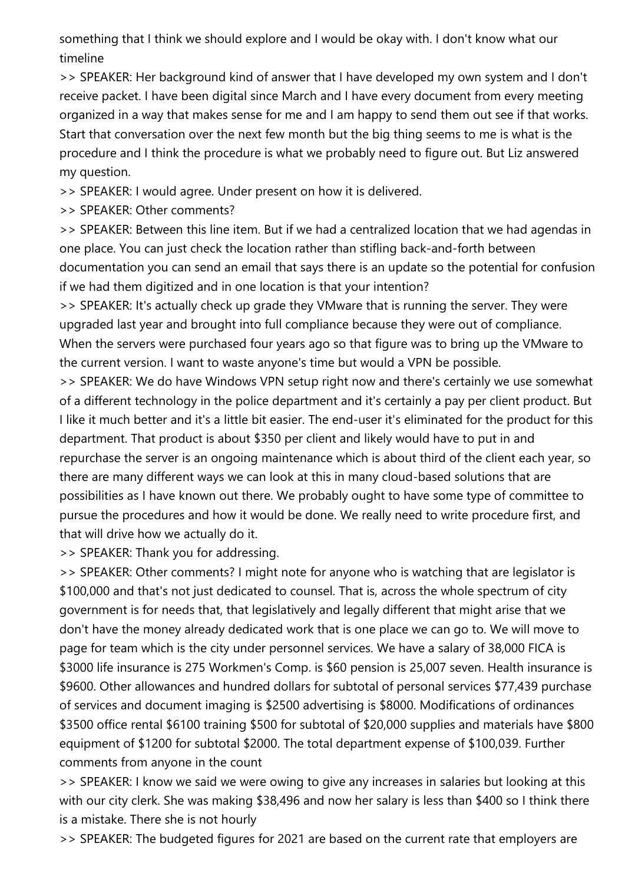something that I think we should explore and I would be okay with. I don't know what our timeline

>> SPEAKER: Her background kind of answer that I have developed my own system and I don't receive packet. I have been digital since March and I have every document from every meeting organized in a way that makes sense for me and I am happy to send them out see if that works. Start that conversation over the next few month but the big thing seems to me is what is the procedure and I think the procedure is what we probably need to figure out. But Liz answered my question.

>> SPEAKER: I would agree. Under present on how it is delivered.

>> SPEAKER: Other comments?

>> SPEAKER: Between this line item. But if we had a centralized location that we had agendas in one place. You can just check the location rather than stifling back-and-forth between documentation you can send an email that says there is an update so the potential for confusion if we had them digitized and in one location is that your intention?

>> SPEAKER: It's actually check up grade they VMware that is running the server. They were upgraded last year and brought into full compliance because they were out of compliance. When the servers were purchased four years ago so that figure was to bring up the VMware to the current version. I want to waste anyone's time but would a VPN be possible.

>> SPEAKER: We do have Windows VPN setup right now and there's certainly we use somewhat of a different technology in the police department and it's certainly a pay per client product. But I like it much better and it's a little bit easier. The end-user it's eliminated for the product for this department. That product is about $350 per client and likely would have to put in and repurchase the server is an ongoing maintenance which is about third of the client each year, so there are many different ways we can look at this in many cloud-based solutions that are possibilities as I have known out there. We probably ought to have some type of committee to pursue the procedures and how it would be done. We really need to write procedure first, and that will drive how we actually do it.

>> SPEAKER: Thank you for addressing.

>> SPEAKER: Other comments? I might note for anyone who is watching that are legislator is $100,000 and that's not just dedicated to counsel. That is, across the whole spectrum of city government is for needs that, that legislatively and legally different that might arise that we don't have the money already dedicated work that is one place we can go to. We will move to page for team which is the city under personnel services. We have a salary of 38,000 FICA is $3000 life insurance is 275 Workmen's Comp. is $60 pension is 25,007 seven. Health insurance is $9600. Other allowances and hundred dollars for subtotal of personal services $77,439 purchase of services and document imaging is $2500 advertising is $8000. Modifications of ordinances $3500 office rental $6100 training $500 for subtotal of $20,000 supplies and materials have $800 equipment of $1200 for subtotal $2000. The total department expense of $100,039. Further comments from anyone in the count

>> SPEAKER: I know we said we were owing to give any increases in salaries but looking at this with our city clerk. She was making $38,496 and now her salary is less than $400 so I think there is a mistake. There she is not hourly

>> SPEAKER: The budgeted figures for 2021 are based on the current rate that employers are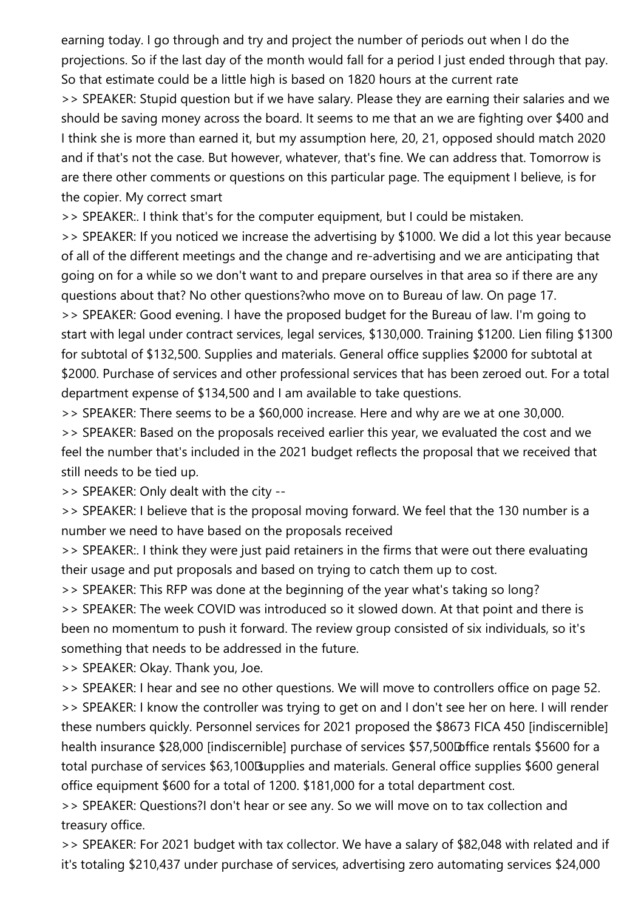earning today. I go through and try and project the number of periods out when I do the projections. So if the last day of the month would fall for a period I just ended through that pay. So that estimate could be a little high is based on 1820 hours at the current rate

>> SPEAKER: Stupid question but if we have salary. Please they are earning their salaries and we should be saving money across the board. It seems to me that an we are fighting over $400 and I think she is more than earned it, but my assumption here, 20, 21, opposed should match 2020 and if that's not the case. But however, whatever, that's fine. We can address that. Tomorrow is are there other comments or questions on this particular page. The equipment I believe, is for the copier. My correct smart

>> SPEAKER:. I think that's for the computer equipment, but I could be mistaken.

>> SPEAKER: If you noticed we increase the advertising by $1000. We did a lot this year because of all of the different meetings and the change and re-advertising and we are anticipating that going on for a while so we don't want to and prepare ourselves in that area so if there are any questions about that? No other questions?who move on to Bureau of law. On page 17.

>> SPEAKER: Good evening. I have the proposed budget for the Bureau of law. I'm going to start with legal under contract services, legal services, $130,000. Training $1200. Lien filing $1300 for subtotal of $132,500. Supplies and materials. General office supplies $2000 for subtotal at $2000. Purchase of services and other professional services that has been zeroed out. For a total department expense of $134,500 and I am available to take questions.

>> SPEAKER: There seems to be a $60,000 increase. Here and why are we at one 30,000.

>> SPEAKER: Based on the proposals received earlier this year, we evaluated the cost and we feel the number that's included in the 2021 budget reflects the proposal that we received that still needs to be tied up.

>> SPEAKER: Only dealt with the city --

>> SPEAKER: I believe that is the proposal moving forward. We feel that the 130 number is a number we need to have based on the proposals received

>> SPEAKER:. I think they were just paid retainers in the firms that were out there evaluating their usage and put proposals and based on trying to catch them up to cost.

>> SPEAKER: This RFP was done at the beginning of the year what's taking so long?

>> SPEAKER: The week COVID was introduced so it slowed down. At that point and there is been no momentum to push it forward. The review group consisted of six individuals, so it's something that needs to be addressed in the future.

>> SPEAKER: Okay. Thank you, Joe.

>> SPEAKER: I hear and see no other questions. We will move to controllers office on page 52.

>> SPEAKER: I know the controller was trying to get on and I don't see her on here. I will render these numbers quickly. Personnel services for 2021 proposed the $8673 FICA 450 [indiscernible] health insurance $28,000 [indiscernible] purchase of services $57,500 office rentals $5600 for a total purchase of services $63,100 supplies and materials. General office supplies $600 general office equipment $600 for a total of 1200. $181,000 for a total department cost.

>> SPEAKER: Questions?I don't hear or see any. So we will move on to tax collection and treasury office.

>> SPEAKER: For 2021 budget with tax collector. We have a salary of $82,048 with related and if it's totaling $210,437 under purchase of services, advertising zero automating services $24,000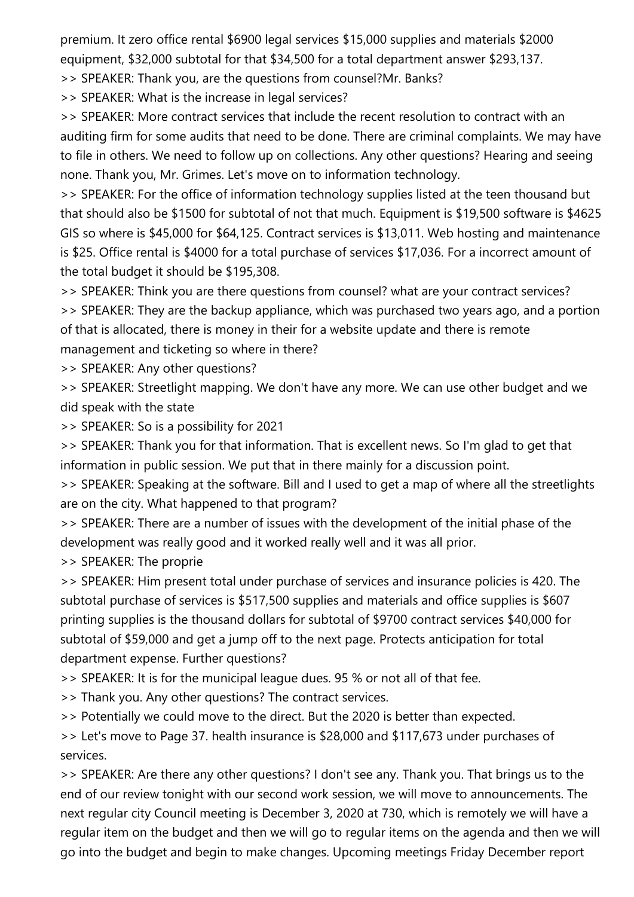premium. It zero office rental $6900 legal services $15,000 supplies and materials $2000 equipment, $32,000 subtotal for that $34,500 for a total department answer $293,137.

>> SPEAKER: Thank you, are the questions from counsel?Mr. Banks?

>> SPEAKER: What is the increase in legal services?

>> SPEAKER: More contract services that include the recent resolution to contract with an auditing firm for some audits that need to be done. There are criminal complaints. We may have to file in others. We need to follow up on collections. Any other questions? Hearing and seeing none. Thank you, Mr. Grimes. Let's move on to information technology.

>> SPEAKER: For the office of information technology supplies listed at the teen thousand but that should also be $1500 for subtotal of not that much. Equipment is $19,500 software is $4625 GIS so where is $45,000 for $64,125. Contract services is $13,011. Web hosting and maintenance is $25. Office rental is $4000 for a total purchase of services $17,036. For a incorrect amount of the total budget it should be $195,308.

>> SPEAKER: Think you are there questions from counsel? what are your contract services?

>> SPEAKER: They are the backup appliance, which was purchased two years ago, and a portion of that is allocated, there is money in their for a website update and there is remote management and ticketing so where in there?

>> SPEAKER: Any other questions?

>> SPEAKER: Streetlight mapping. We don't have any more. We can use other budget and we did speak with the state

>> SPEAKER: So is a possibility for 2021

>> SPEAKER: Thank you for that information. That is excellent news. So I'm glad to get that information in public session. We put that in there mainly for a discussion point.

>> SPEAKER: Speaking at the software. Bill and I used to get a map of where all the streetlights are on the city. What happened to that program?

>> SPEAKER: There are a number of issues with the development of the initial phase of the development was really good and it worked really well and it was all prior.

>> SPEAKER: The proprie

>> SPEAKER: Him present total under purchase of services and insurance policies is 420. The subtotal purchase of services is $517,500 supplies and materials and office supplies is $607 printing supplies is the thousand dollars for subtotal of $9700 contract services $40,000 for subtotal of $59,000 and get a jump off to the next page. Protects anticipation for total department expense. Further questions?

>> SPEAKER: It is for the municipal league dues. 95 % or not all of that fee.

>> Thank you. Any other questions? The contract services.

>> Potentially we could move to the direct. But the 2020 is better than expected.

>> Let's move to Page 37. health insurance is $28,000 and $117,673 under purchases of services.

>> SPEAKER: Are there any other questions? I don't see any. Thank you. That brings us to the end of our review tonight with our second work session, we will move to announcements. The next regular city Council meeting is December 3, 2020 at 730, which is remotely we will have a regular item on the budget and then we will go to regular items on the agenda and then we will go into the budget and begin to make changes. Upcoming meetings Friday December report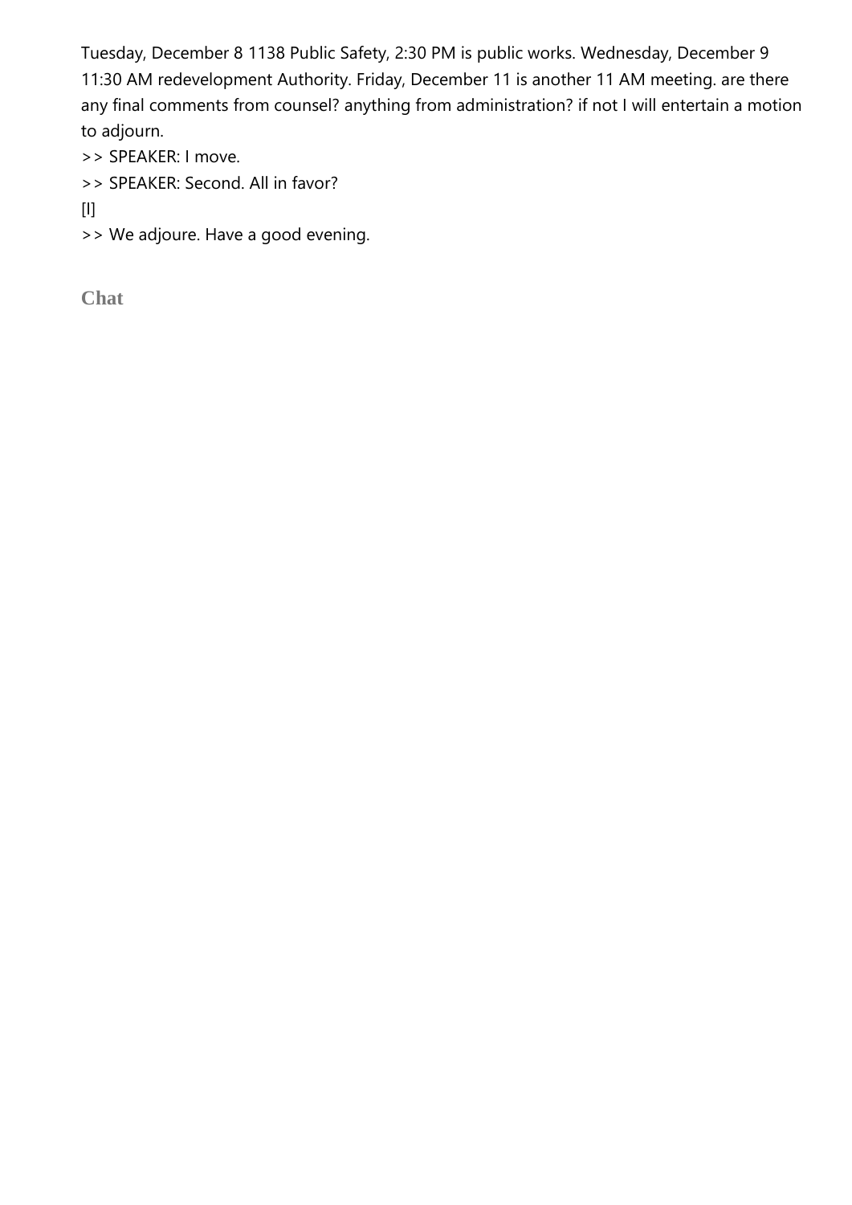Tuesday, December 8 1138 Public Safety, 2:30 PM is public works. Wednesday, December 9 11:30 AM redevelopment Authority. Friday, December 11 is another 11 AM meeting. are there any final comments from counsel? anything from administration? if not I will entertain a motion to adjourn.

>> SPEAKER: I move.

>> SPEAKER: Second. All in favor?

[I]

>> We adjoure. Have a good evening.

**Chat**